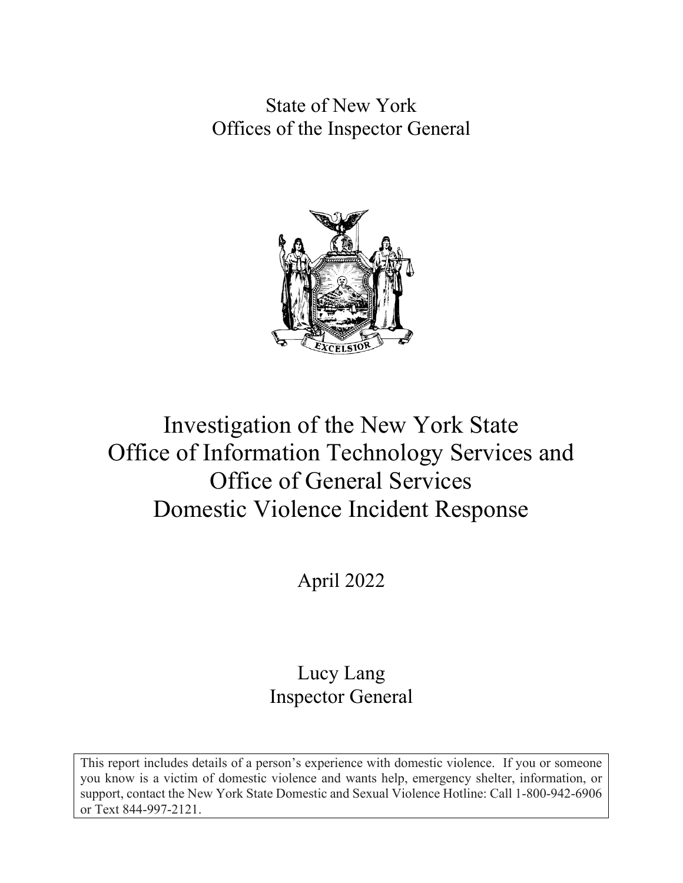State of New York
Offices of the Inspector General

# Investigation of the New York State Office of Information Technology Services and Office of General Services Domestic Violence Incident Response

April 2022

Lucy Lang
Inspector General

This report includes details of a person's experience with domestic violence. If you or someone you know is a victim of domestic violence and wants help, emergency shelter, information, or support, contact the New York State Domestic and Sexual Violence Hotline: Call 1-800-942-6906 or Text 844-997-2121.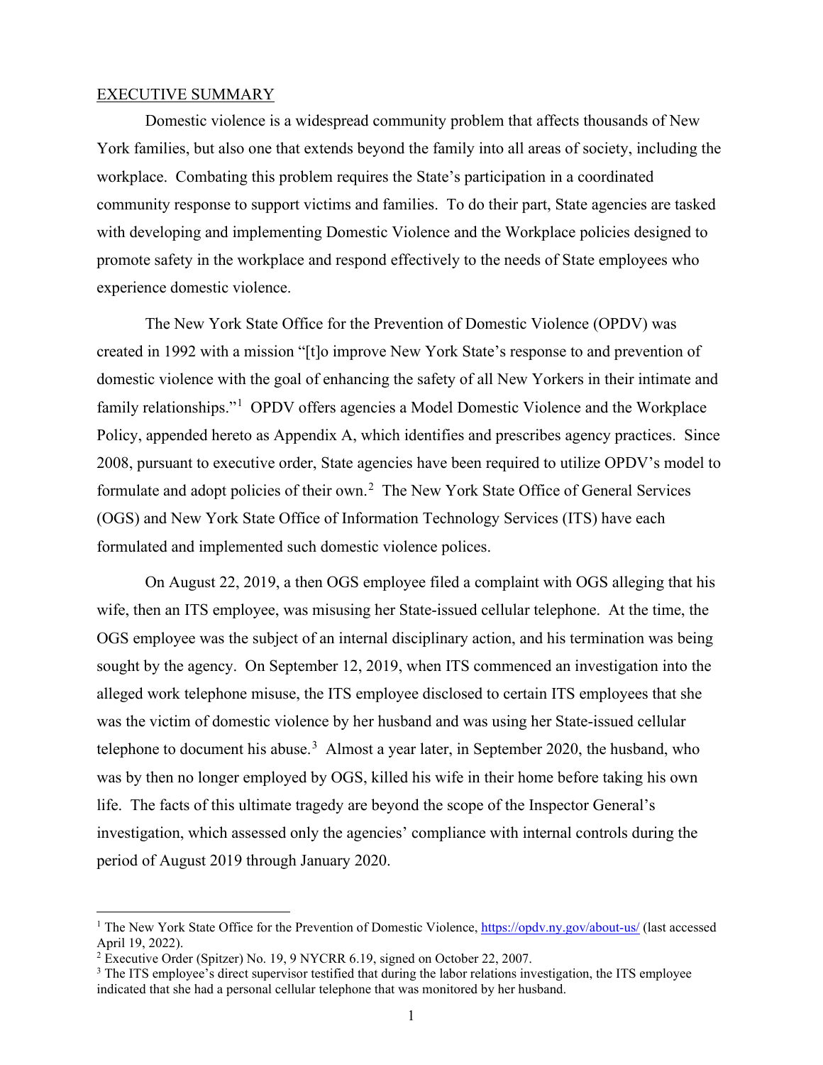## EXECUTIVE SUMMARY

Domestic violence is a widespread community problem that affects thousands of New York families, but also one that extends beyond the family into all areas of society, including the workplace. Combating this problem requires the State's participation in a coordinated community response to support victims and families. To do their part, State agencies are tasked with developing and implementing Domestic Violence and the Workplace policies designed to promote safety in the workplace and respond effectively to the needs of State employees who experience domestic violence.

The New York State Office for the Prevention of Domestic Violence (OPDV) was created in 1992 with a mission "[t]o improve New York State's response to and prevention of domestic violence with the goal of enhancing the safety of all New Yorkers in their intimate and family relationships."[1] OPDV offers agencies a Model Domestic Violence and the Workplace Policy, appended hereto as Appendix A, which identifies and prescribes agency practices. Since 2008, pursuant to executive order, State agencies have been required to utilize OPDV's model to formulate and adopt policies of their own.[2] The New York State Office of General Services (OGS) and New York State Office of Information Technology Services (ITS) have each formulated and implemented such domestic violence polices.

On August 22, 2019, a then OGS employee filed a complaint with OGS alleging that his wife, then an ITS employee, was misusing her State-issued cellular telephone. At the time, the OGS employee was the subject of an internal disciplinary action, and his termination was being sought by the agency. On September 12, 2019, when ITS commenced an investigation into the alleged work telephone misuse, the ITS employee disclosed to certain ITS employees that she was the victim of domestic violence by her husband and was using her State-issued cellular telephone to document his abuse.[3] Almost a year later, in September 2020, the husband, who was by then no longer employed by OGS, killed his wife in their home before taking his own life. The facts of this ultimate tragedy are beyond the scope of the Inspector General's investigation, which assessed only the agencies' compliance with internal controls during the period of August 2019 through January 2020.

---

[1] The New York State Office for the Prevention of Domestic Violence, https://opdv.ny.gov/about-us/ (last accessed April 19, 2022).

[2] Executive Order (Spitzer) No. 19, 9 NYCRR 6.19, signed on October 22, 2007.

[3] The ITS employee's direct supervisor testified that during the labor relations investigation, the ITS employee indicated that she had a personal cellular telephone that was monitored by her husband.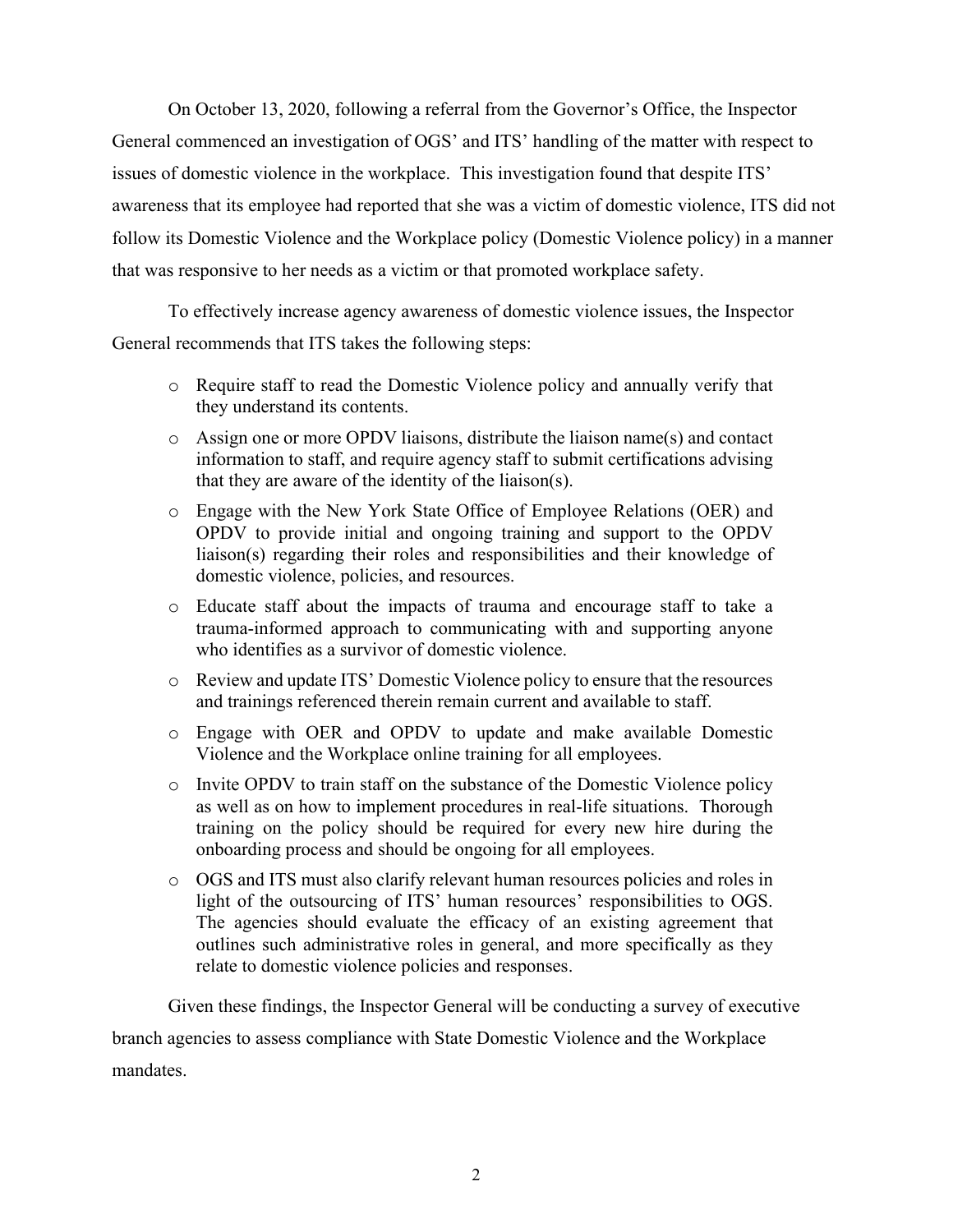On October 13, 2020, following a referral from the Governor's Office, the Inspector General commenced an investigation of OGS' and ITS' handling of the matter with respect to issues of domestic violence in the workplace. This investigation found that despite ITS' awareness that its employee had reported that she was a victim of domestic violence, ITS did not follow its Domestic Violence and the Workplace policy (Domestic Violence policy) in a manner that was responsive to her needs as a victim or that promoted workplace safety.

To effectively increase agency awareness of domestic violence issues, the Inspector General recommends that ITS takes the following steps:

- Require staff to read the Domestic Violence policy and annually verify that they understand its contents.
- Assign one or more OPDV liaisons, distribute the liaison name(s) and contact information to staff, and require agency staff to submit certifications advising that they are aware of the identity of the liaison(s).
- Engage with the New York State Office of Employee Relations (OER) and OPDV to provide initial and ongoing training and support to the OPDV liaison(s) regarding their roles and responsibilities and their knowledge of domestic violence, policies, and resources.
- Educate staff about the impacts of trauma and encourage staff to take a trauma-informed approach to communicating with and supporting anyone who identifies as a survivor of domestic violence.
- Review and update ITS' Domestic Violence policy to ensure that the resources and trainings referenced therein remain current and available to staff.
- Engage with OER and OPDV to update and make available Domestic Violence and the Workplace online training for all employees.
- Invite OPDV to train staff on the substance of the Domestic Violence policy as well as on how to implement procedures in real-life situations. Thorough training on the policy should be required for every new hire during the onboarding process and should be ongoing for all employees.
- OGS and ITS must also clarify relevant human resources policies and roles in light of the outsourcing of ITS' human resources' responsibilities to OGS. The agencies should evaluate the efficacy of an existing agreement that outlines such administrative roles in general, and more specifically as they relate to domestic violence policies and responses.

Given these findings, the Inspector General will be conducting a survey of executive branch agencies to assess compliance with State Domestic Violence and the Workplace mandates.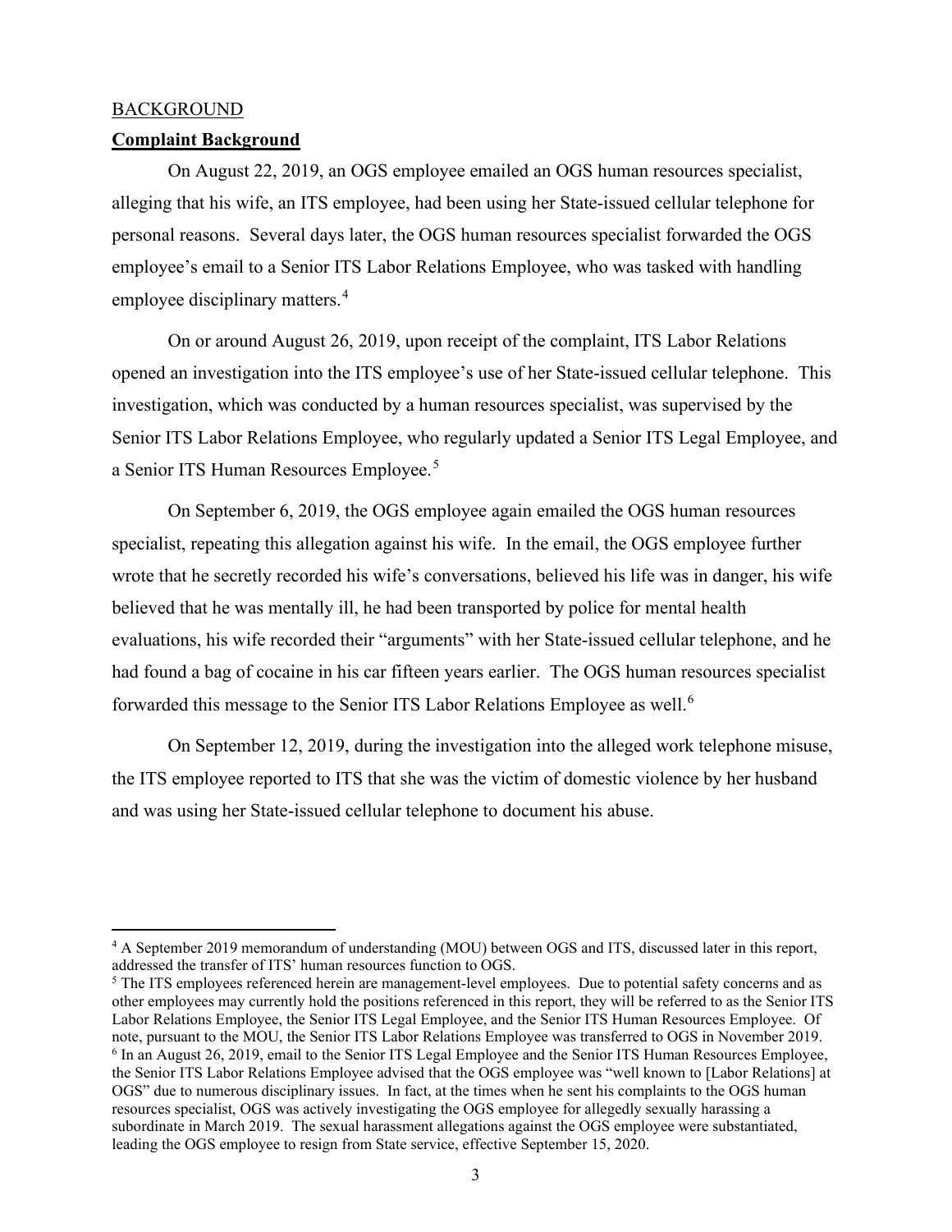BACKGROUND

## Complaint Background

On August 22, 2019, an OGS employee emailed an OGS human resources specialist, alleging that his wife, an ITS employee, had been using her State-issued cellular telephone for personal reasons. Several days later, the OGS human resources specialist forwarded the OGS employee's email to a Senior ITS Labor Relations Employee, who was tasked with handling employee disciplinary matters.[4]

On or around August 26, 2019, upon receipt of the complaint, ITS Labor Relations opened an investigation into the ITS employee's use of her State-issued cellular telephone. This investigation, which was conducted by a human resources specialist, was supervised by the Senior ITS Labor Relations Employee, who regularly updated a Senior ITS Legal Employee, and a Senior ITS Human Resources Employee.[5]

On September 6, 2019, the OGS employee again emailed the OGS human resources specialist, repeating this allegation against his wife. In the email, the OGS employee further wrote that he secretly recorded his wife's conversations, believed his life was in danger, his wife believed that he was mentally ill, he had been transported by police for mental health evaluations, his wife recorded their "arguments" with her State-issued cellular telephone, and he had found a bag of cocaine in his car fifteen years earlier. The OGS human resources specialist forwarded this message to the Senior ITS Labor Relations Employee as well.[6]

On September 12, 2019, during the investigation into the alleged work telephone misuse, the ITS employee reported to ITS that she was the victim of domestic violence by her husband and was using her State-issued cellular telephone to document his abuse.

---

[4] A September 2019 memorandum of understanding (MOU) between OGS and ITS, discussed later in this report, addressed the transfer of ITS' human resources function to OGS.

[5] The ITS employees referenced herein are management-level employees. Due to potential safety concerns and as other employees may currently hold the positions referenced in this report, they will be referred to as the Senior ITS Labor Relations Employee, the Senior ITS Legal Employee, and the Senior ITS Human Resources Employee. Of note, pursuant to the MOU, the Senior ITS Labor Relations Employee was transferred to OGS in November 2019.

[6] In an August 26, 2019, email to the Senior ITS Legal Employee and the Senior ITS Human Resources Employee, the Senior ITS Labor Relations Employee advised that the OGS employee was "well known to [Labor Relations] at OGS" due to numerous disciplinary issues. In fact, at the times when he sent his complaints to the OGS human resources specialist, OGS was actively investigating the OGS employee for allegedly sexually harassing a subordinate in March 2019. The sexual harassment allegations against the OGS employee were substantiated, leading the OGS employee to resign from State service, effective September 15, 2020.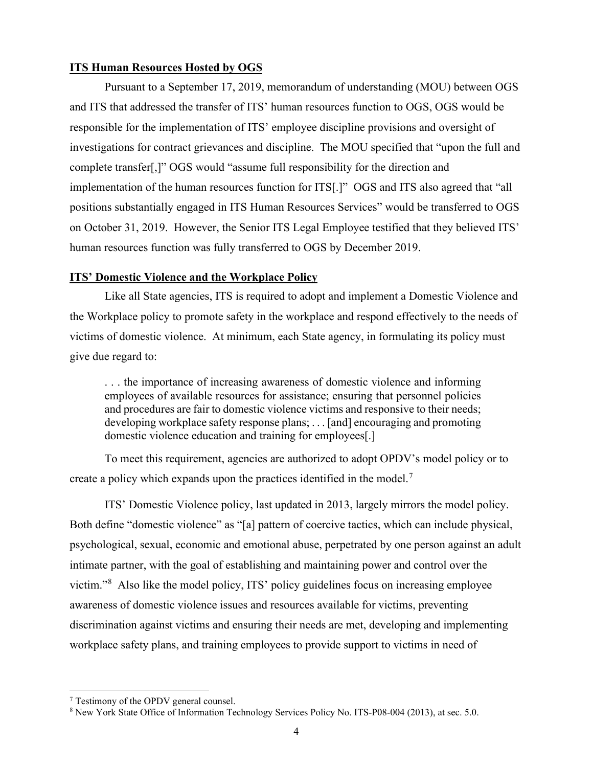**ITS Human Resources Hosted by OGS**

Pursuant to a September 17, 2019, memorandum of understanding (MOU) between OGS and ITS that addressed the transfer of ITS' human resources function to OGS, OGS would be responsible for the implementation of ITS' employee discipline provisions and oversight of investigations for contract grievances and discipline. The MOU specified that "upon the full and complete transfer[,]" OGS would "assume full responsibility for the direction and implementation of the human resources function for ITS[.]" OGS and ITS also agreed that "all positions substantially engaged in ITS Human Resources Services" would be transferred to OGS on October 31, 2019. However, the Senior ITS Legal Employee testified that they believed ITS' human resources function was fully transferred to OGS by December 2019.

**ITS' Domestic Violence and the Workplace Policy**

Like all State agencies, ITS is required to adopt and implement a Domestic Violence and the Workplace policy to promote safety in the workplace and respond effectively to the needs of victims of domestic violence. At minimum, each State agency, in formulating its policy must give due regard to:

> . . . the importance of increasing awareness of domestic violence and informing employees of available resources for assistance; ensuring that personnel policies and procedures are fair to domestic violence victims and responsive to their needs; developing workplace safety response plans; . . . [and] encouraging and promoting domestic violence education and training for employees[.]

To meet this requirement, agencies are authorized to adopt OPDV's model policy or to create a policy which expands upon the practices identified in the model.[7]

ITS' Domestic Violence policy, last updated in 2013, largely mirrors the model policy. Both define "domestic violence" as "[a] pattern of coercive tactics, which can include physical, psychological, sexual, economic and emotional abuse, perpetrated by one person against an adult intimate partner, with the goal of establishing and maintaining power and control over the victim."[8] Also like the model policy, ITS' policy guidelines focus on increasing employee awareness of domestic violence issues and resources available for victims, preventing discrimination against victims and ensuring their needs are met, developing and implementing workplace safety plans, and training employees to provide support to victims in need of

[7] Testimony of the OPDV general counsel.

[8] New York State Office of Information Technology Services Policy No. ITS-P08-004 (2013), at sec. 5.0.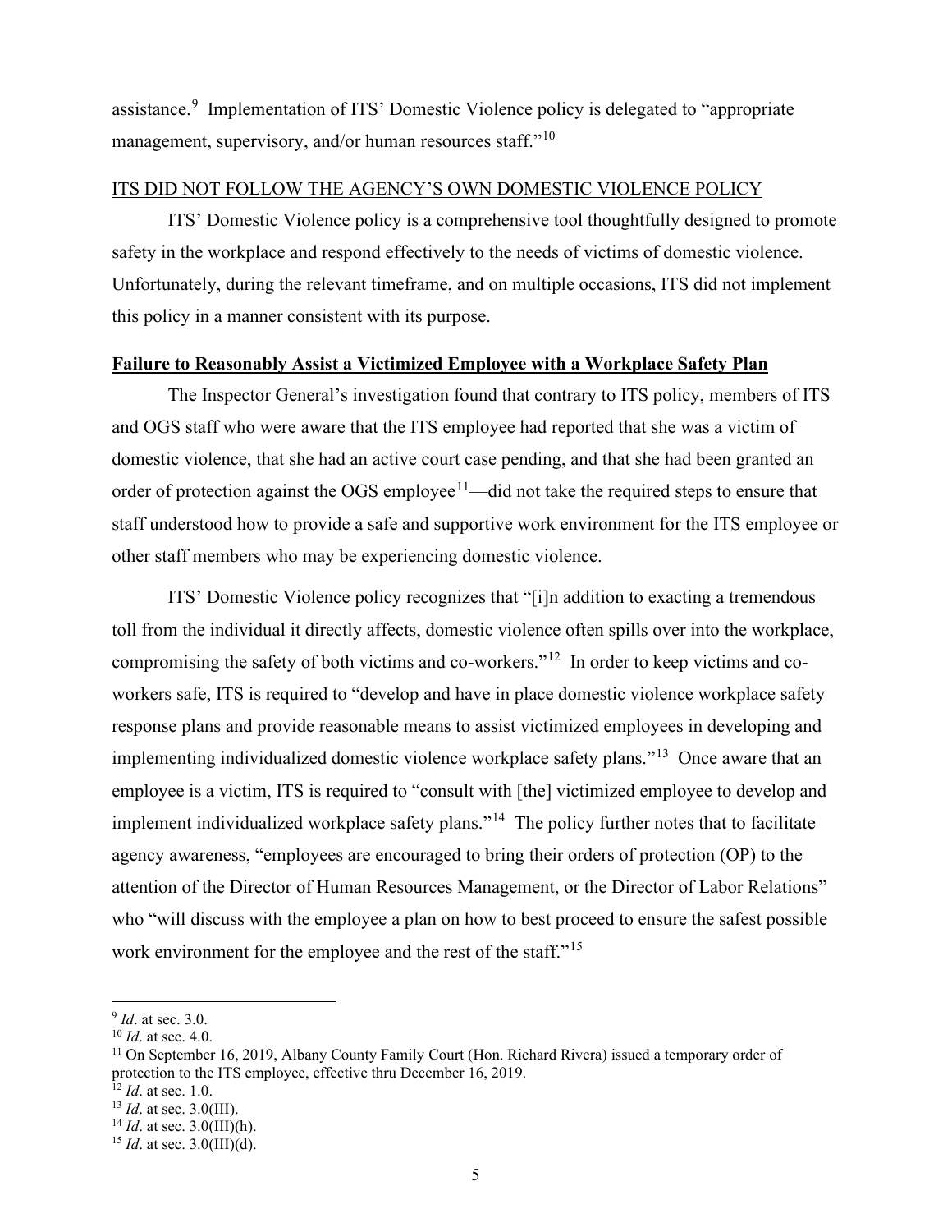assistance.[9] Implementation of ITS' Domestic Violence policy is delegated to "appropriate management, supervisory, and/or human resources staff."[10]

ITS DID NOT FOLLOW THE AGENCY'S OWN DOMESTIC VIOLENCE POLICY

ITS' Domestic Violence policy is a comprehensive tool thoughtfully designed to promote safety in the workplace and respond effectively to the needs of victims of domestic violence. Unfortunately, during the relevant timeframe, and on multiple occasions, ITS did not implement this policy in a manner consistent with its purpose.

**Failure to Reasonably Assist a Victimized Employee with a Workplace Safety Plan**

The Inspector General's investigation found that contrary to ITS policy, members of ITS and OGS staff who were aware that the ITS employee had reported that she was a victim of domestic violence, that she had an active court case pending, and that she had been granted an order of protection against the OGS employee[11]—did not take the required steps to ensure that staff understood how to provide a safe and supportive work environment for the ITS employee or other staff members who may be experiencing domestic violence.

ITS' Domestic Violence policy recognizes that "[i]n addition to exacting a tremendous toll from the individual it directly affects, domestic violence often spills over into the workplace, compromising the safety of both victims and co-workers."[12] In order to keep victims and co-workers safe, ITS is required to "develop and have in place domestic violence workplace safety response plans and provide reasonable means to assist victimized employees in developing and implementing individualized domestic violence workplace safety plans."[13] Once aware that an employee is a victim, ITS is required to "consult with [the] victimized employee to develop and implement individualized workplace safety plans."[14] The policy further notes that to facilitate agency awareness, "employees are encouraged to bring their orders of protection (OP) to the attention of the Director of Human Resources Management, or the Director of Labor Relations" who "will discuss with the employee a plan on how to best proceed to ensure the safest possible work environment for the employee and the rest of the staff."[15]

---

[9] *Id*. at sec. 3.0.

[10] *Id*. at sec. 4.0.

[11] On September 16, 2019, Albany County Family Court (Hon. Richard Rivera) issued a temporary order of protection to the ITS employee, effective thru December 16, 2019.

[12] *Id*. at sec. 1.0.

[13] *Id*. at sec. 3.0(III).

[14] *Id*. at sec. 3.0(III)(h).

[15] *Id*. at sec. 3.0(III)(d).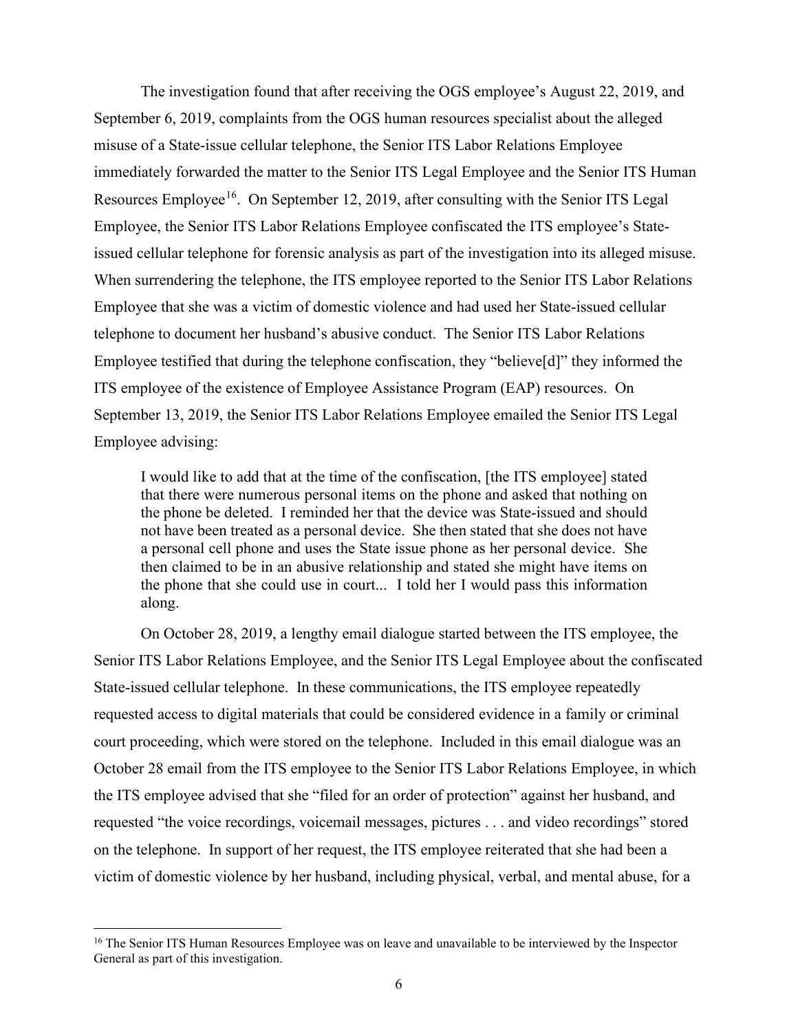The investigation found that after receiving the OGS employee's August 22, 2019, and September 6, 2019, complaints from the OGS human resources specialist about the alleged misuse of a State-issue cellular telephone, the Senior ITS Labor Relations Employee immediately forwarded the matter to the Senior ITS Legal Employee and the Senior ITS Human Resources Employee[16]. On September 12, 2019, after consulting with the Senior ITS Legal Employee, the Senior ITS Labor Relations Employee confiscated the ITS employee's State-issued cellular telephone for forensic analysis as part of the investigation into its alleged misuse. When surrendering the telephone, the ITS employee reported to the Senior ITS Labor Relations Employee that she was a victim of domestic violence and had used her State-issued cellular telephone to document her husband's abusive conduct. The Senior ITS Labor Relations Employee testified that during the telephone confiscation, they "believe[d]" they informed the ITS employee of the existence of Employee Assistance Program (EAP) resources. On September 13, 2019, the Senior ITS Labor Relations Employee emailed the Senior ITS Legal Employee advising:

> I would like to add that at the time of the confiscation, [the ITS employee] stated that there were numerous personal items on the phone and asked that nothing on the phone be deleted. I reminded her that the device was State-issued and should not have been treated as a personal device. She then stated that she does not have a personal cell phone and uses the State issue phone as her personal device. She then claimed to be in an abusive relationship and stated she might have items on the phone that she could use in court... I told her I would pass this information along.

On October 28, 2019, a lengthy email dialogue started between the ITS employee, the Senior ITS Labor Relations Employee, and the Senior ITS Legal Employee about the confiscated State-issued cellular telephone. In these communications, the ITS employee repeatedly requested access to digital materials that could be considered evidence in a family or criminal court proceeding, which were stored on the telephone. Included in this email dialogue was an October 28 email from the ITS employee to the Senior ITS Labor Relations Employee, in which the ITS employee advised that she "filed for an order of protection" against her husband, and requested "the voice recordings, voicemail messages, pictures . . . and video recordings" stored on the telephone. In support of her request, the ITS employee reiterated that she had been a victim of domestic violence by her husband, including physical, verbal, and mental abuse, for a

[16] The Senior ITS Human Resources Employee was on leave and unavailable to be interviewed by the Inspector General as part of this investigation.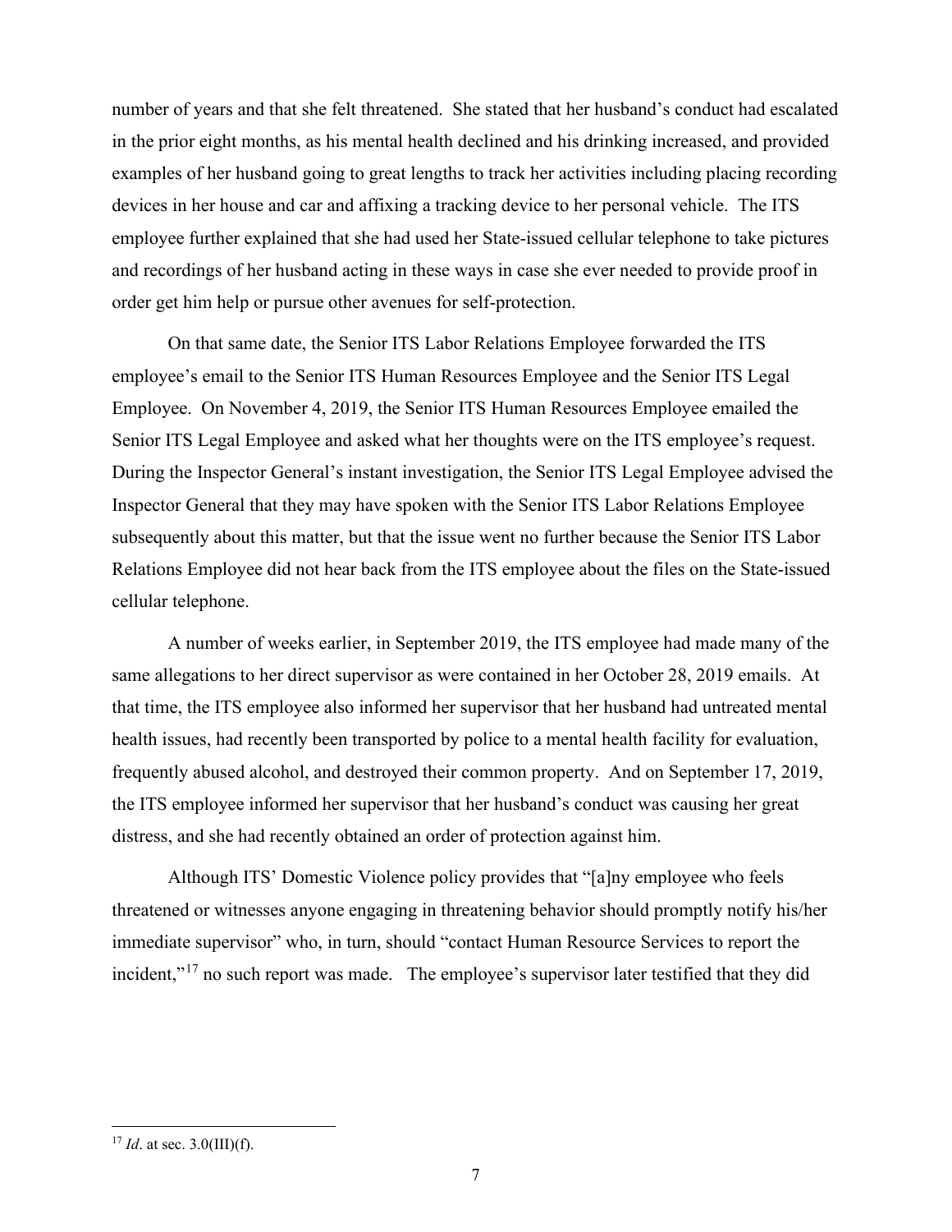number of years and that she felt threatened. She stated that her husband's conduct had escalated in the prior eight months, as his mental health declined and his drinking increased, and provided examples of her husband going to great lengths to track her activities including placing recording devices in her house and car and affixing a tracking device to her personal vehicle. The ITS employee further explained that she had used her State-issued cellular telephone to take pictures and recordings of her husband acting in these ways in case she ever needed to provide proof in order get him help or pursue other avenues for self-protection.

On that same date, the Senior ITS Labor Relations Employee forwarded the ITS employee's email to the Senior ITS Human Resources Employee and the Senior ITS Legal Employee. On November 4, 2019, the Senior ITS Human Resources Employee emailed the Senior ITS Legal Employee and asked what her thoughts were on the ITS employee's request. During the Inspector General's instant investigation, the Senior ITS Legal Employee advised the Inspector General that they may have spoken with the Senior ITS Labor Relations Employee subsequently about this matter, but that the issue went no further because the Senior ITS Labor Relations Employee did not hear back from the ITS employee about the files on the State-issued cellular telephone.

A number of weeks earlier, in September 2019, the ITS employee had made many of the same allegations to her direct supervisor as were contained in her October 28, 2019 emails. At that time, the ITS employee also informed her supervisor that her husband had untreated mental health issues, had recently been transported by police to a mental health facility for evaluation, frequently abused alcohol, and destroyed their common property. And on September 17, 2019, the ITS employee informed her supervisor that her husband's conduct was causing her great distress, and she had recently obtained an order of protection against him.

Although ITS' Domestic Violence policy provides that "[a]ny employee who feels threatened or witnesses anyone engaging in threatening behavior should promptly notify his/her immediate supervisor" who, in turn, should "contact Human Resource Services to report the incident,"[17] no such report was made. The employee's supervisor later testified that they did

[17] *Id*. at sec. 3.0(III)(f).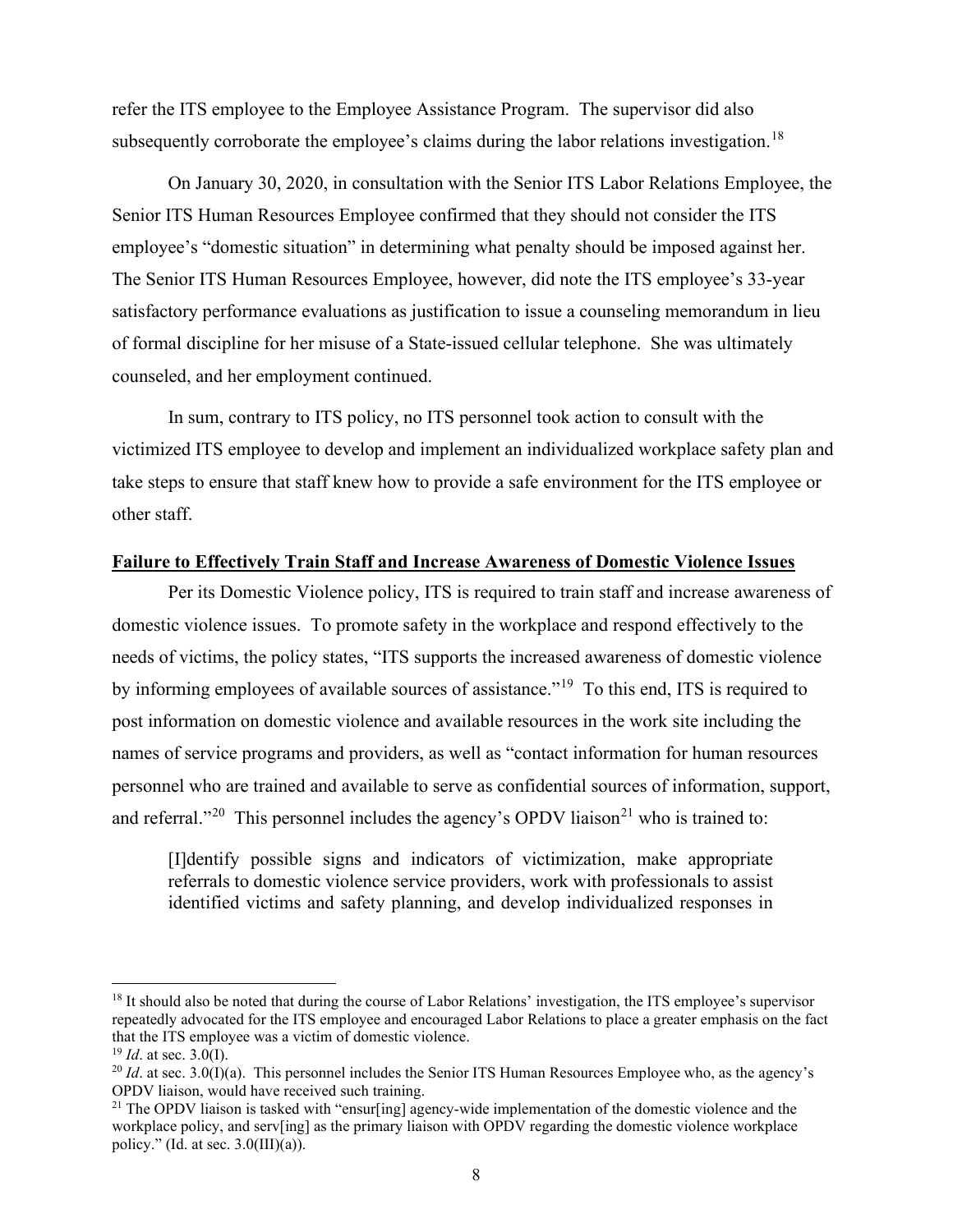refer the ITS employee to the Employee Assistance Program. The supervisor did also subsequently corroborate the employee's claims during the labor relations investigation.[18]

On January 30, 2020, in consultation with the Senior ITS Labor Relations Employee, the Senior ITS Human Resources Employee confirmed that they should not consider the ITS employee's "domestic situation" in determining what penalty should be imposed against her. The Senior ITS Human Resources Employee, however, did note the ITS employee's 33-year satisfactory performance evaluations as justification to issue a counseling memorandum in lieu of formal discipline for her misuse of a State-issued cellular telephone. She was ultimately counseled, and her employment continued.

In sum, contrary to ITS policy, no ITS personnel took action to consult with the victimized ITS employee to develop and implement an individualized workplace safety plan and take steps to ensure that staff knew how to provide a safe environment for the ITS employee or other staff.

**Failure to Effectively Train Staff and Increase Awareness of Domestic Violence Issues**

Per its Domestic Violence policy, ITS is required to train staff and increase awareness of domestic violence issues. To promote safety in the workplace and respond effectively to the needs of victims, the policy states, "ITS supports the increased awareness of domestic violence by informing employees of available sources of assistance."[19] To this end, ITS is required to post information on domestic violence and available resources in the work site including the names of service programs and providers, as well as "contact information for human resources personnel who are trained and available to serve as confidential sources of information, support, and referral."[20] This personnel includes the agency's OPDV liaison[21] who is trained to:

> [I]dentify possible signs and indicators of victimization, make appropriate referrals to domestic violence service providers, work with professionals to assist identified victims and safety planning, and develop individualized responses in

---

[18] It should also be noted that during the course of Labor Relations' investigation, the ITS employee's supervisor repeatedly advocated for the ITS employee and encouraged Labor Relations to place a greater emphasis on the fact that the ITS employee was a victim of domestic violence.

[19] *Id*. at sec. 3.0(I).

[20] *Id*. at sec. 3.0(I)(a). This personnel includes the Senior ITS Human Resources Employee who, as the agency's OPDV liaison, would have received such training.

[21] The OPDV liaison is tasked with "ensur[ing] agency-wide implementation of the domestic violence and the workplace policy, and serv[ing] as the primary liaison with OPDV regarding the domestic violence workplace policy." (Id. at sec. 3.0(III)(a)).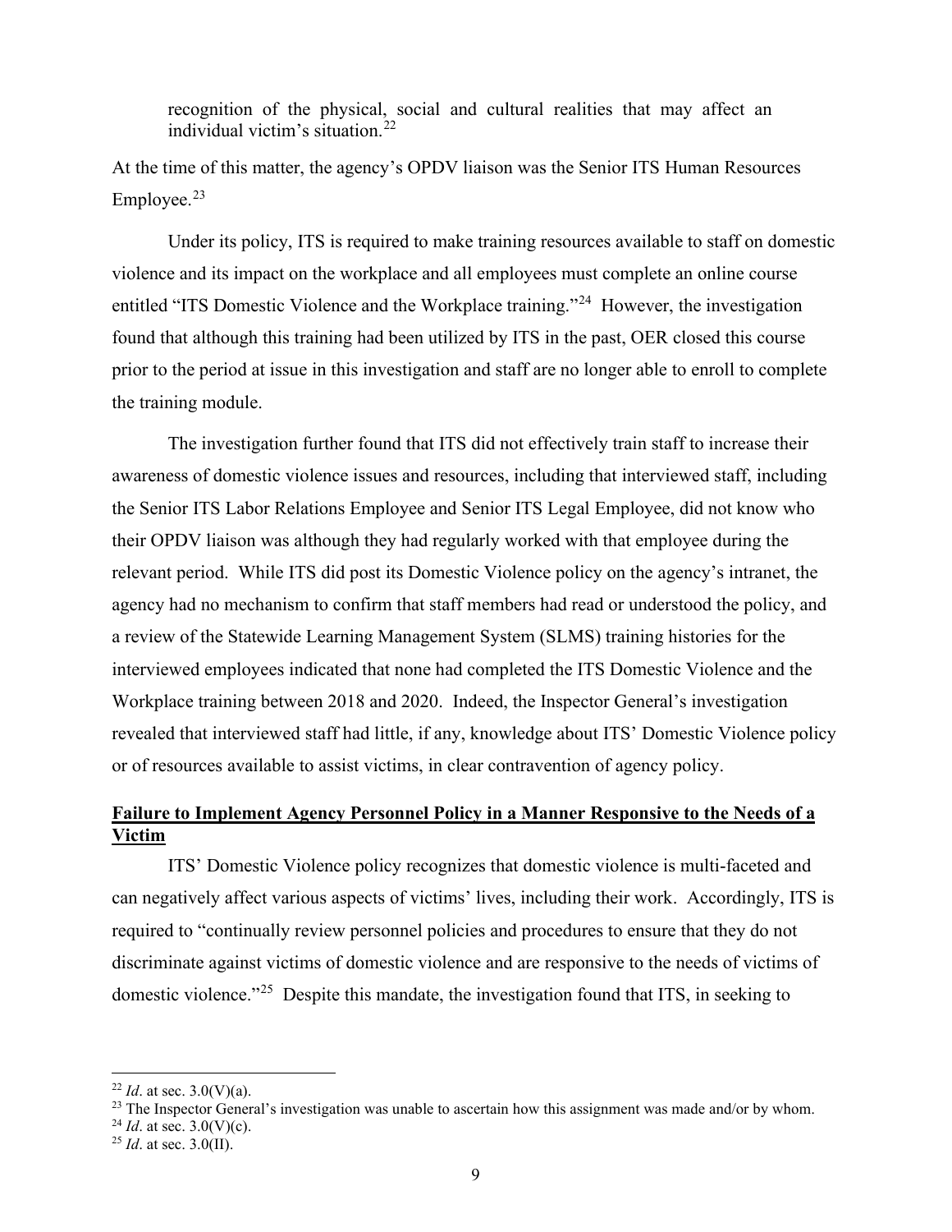> recognition of the physical, social and cultural realities that may affect an individual victim's situation.[22]

At the time of this matter, the agency's OPDV liaison was the Senior ITS Human Resources Employee.[23]

Under its policy, ITS is required to make training resources available to staff on domestic violence and its impact on the workplace and all employees must complete an online course entitled "ITS Domestic Violence and the Workplace training."[24] However, the investigation found that although this training had been utilized by ITS in the past, OER closed this course prior to the period at issue in this investigation and staff are no longer able to enroll to complete the training module.

The investigation further found that ITS did not effectively train staff to increase their awareness of domestic violence issues and resources, including that interviewed staff, including the Senior ITS Labor Relations Employee and Senior ITS Legal Employee, did not know who their OPDV liaison was although they had regularly worked with that employee during the relevant period. While ITS did post its Domestic Violence policy on the agency's intranet, the agency had no mechanism to confirm that staff members had read or understood the policy, and a review of the Statewide Learning Management System (SLMS) training histories for the interviewed employees indicated that none had completed the ITS Domestic Violence and the Workplace training between 2018 and 2020. Indeed, the Inspector General's investigation revealed that interviewed staff had little, if any, knowledge about ITS' Domestic Violence policy or of resources available to assist victims, in clear contravention of agency policy.

**<u>Failure to Implement Agency Personnel Policy in a Manner Responsive to the Needs of a Victim</u>**

ITS' Domestic Violence policy recognizes that domestic violence is multi-faceted and can negatively affect various aspects of victims' lives, including their work. Accordingly, ITS is required to "continually review personnel policies and procedures to ensure that they do not discriminate against victims of domestic violence and are responsive to the needs of victims of domestic violence."[25] Despite this mandate, the investigation found that ITS, in seeking to

---

[22] *Id*. at sec. 3.0(V)(a).

[23] The Inspector General's investigation was unable to ascertain how this assignment was made and/or by whom.

[24] *Id*. at sec. 3.0(V)(c).

[25] *Id*. at sec. 3.0(II).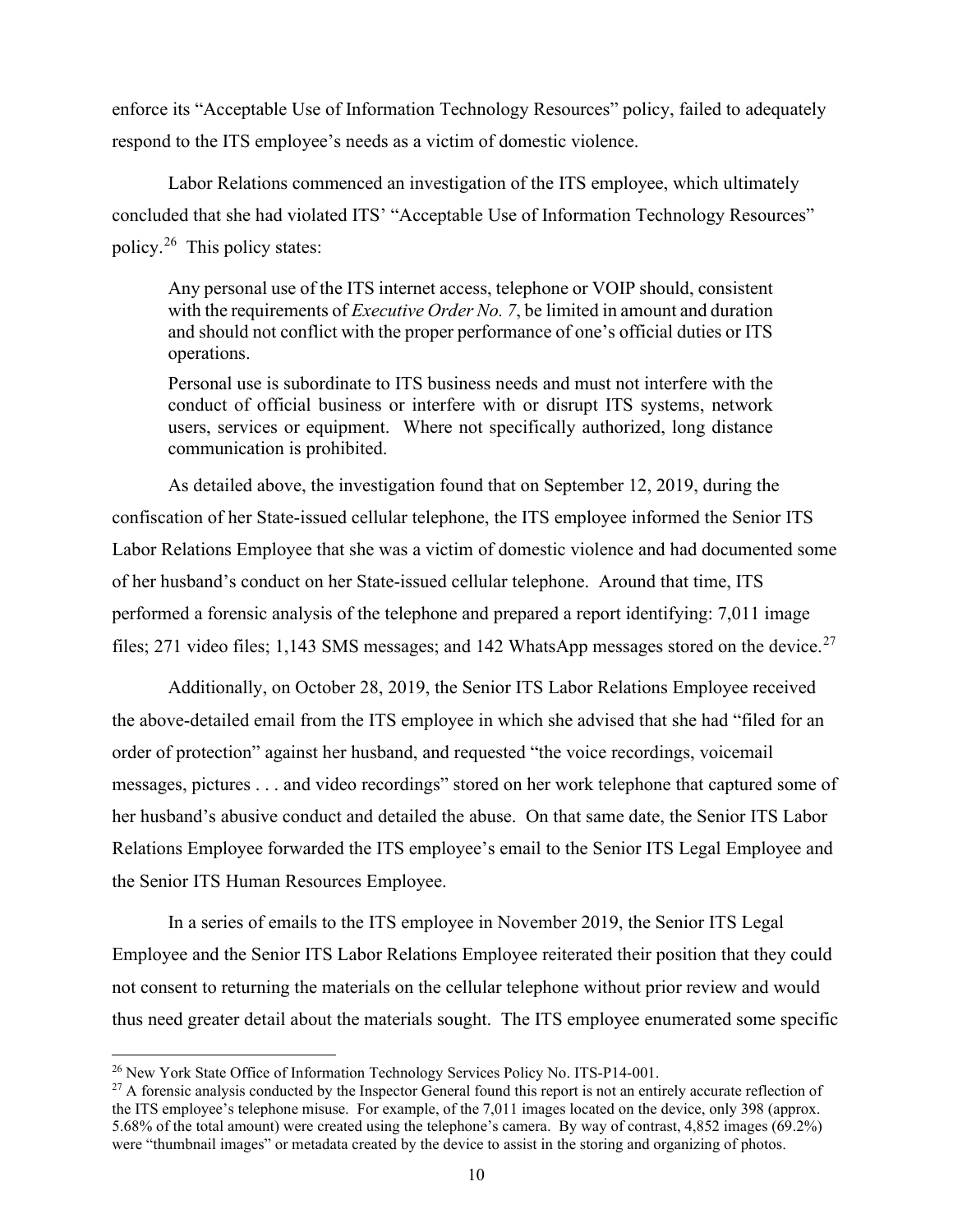enforce its "Acceptable Use of Information Technology Resources" policy, failed to adequately respond to the ITS employee's needs as a victim of domestic violence.

Labor Relations commenced an investigation of the ITS employee, which ultimately concluded that she had violated ITS' "Acceptable Use of Information Technology Resources" policy.[26] This policy states:

> Any personal use of the ITS internet access, telephone or VOIP should, consistent with the requirements of *Executive Order No. 7*, be limited in amount and duration and should not conflict with the proper performance of one's official duties or ITS operations.
>
> Personal use is subordinate to ITS business needs and must not interfere with the conduct of official business or interfere with or disrupt ITS systems, network users, services or equipment. Where not specifically authorized, long distance communication is prohibited.

As detailed above, the investigation found that on September 12, 2019, during the confiscation of her State-issued cellular telephone, the ITS employee informed the Senior ITS Labor Relations Employee that she was a victim of domestic violence and had documented some of her husband's conduct on her State-issued cellular telephone. Around that time, ITS performed a forensic analysis of the telephone and prepared a report identifying: 7,011 image files; 271 video files; 1,143 SMS messages; and 142 WhatsApp messages stored on the device.[27]

Additionally, on October 28, 2019, the Senior ITS Labor Relations Employee received the above-detailed email from the ITS employee in which she advised that she had "filed for an order of protection" against her husband, and requested "the voice recordings, voicemail messages, pictures . . . and video recordings" stored on her work telephone that captured some of her husband's abusive conduct and detailed the abuse. On that same date, the Senior ITS Labor Relations Employee forwarded the ITS employee's email to the Senior ITS Legal Employee and the Senior ITS Human Resources Employee.

In a series of emails to the ITS employee in November 2019, the Senior ITS Legal Employee and the Senior ITS Labor Relations Employee reiterated their position that they could not consent to returning the materials on the cellular telephone without prior review and would thus need greater detail about the materials sought. The ITS employee enumerated some specific

---

[26] New York State Office of Information Technology Services Policy No. ITS-P14-001.

[27] A forensic analysis conducted by the Inspector General found this report is not an entirely accurate reflection of the ITS employee's telephone misuse. For example, of the 7,011 images located on the device, only 398 (approx. 5.68% of the total amount) were created using the telephone's camera. By way of contrast, 4,852 images (69.2%) were "thumbnail images" or metadata created by the device to assist in the storing and organizing of photos.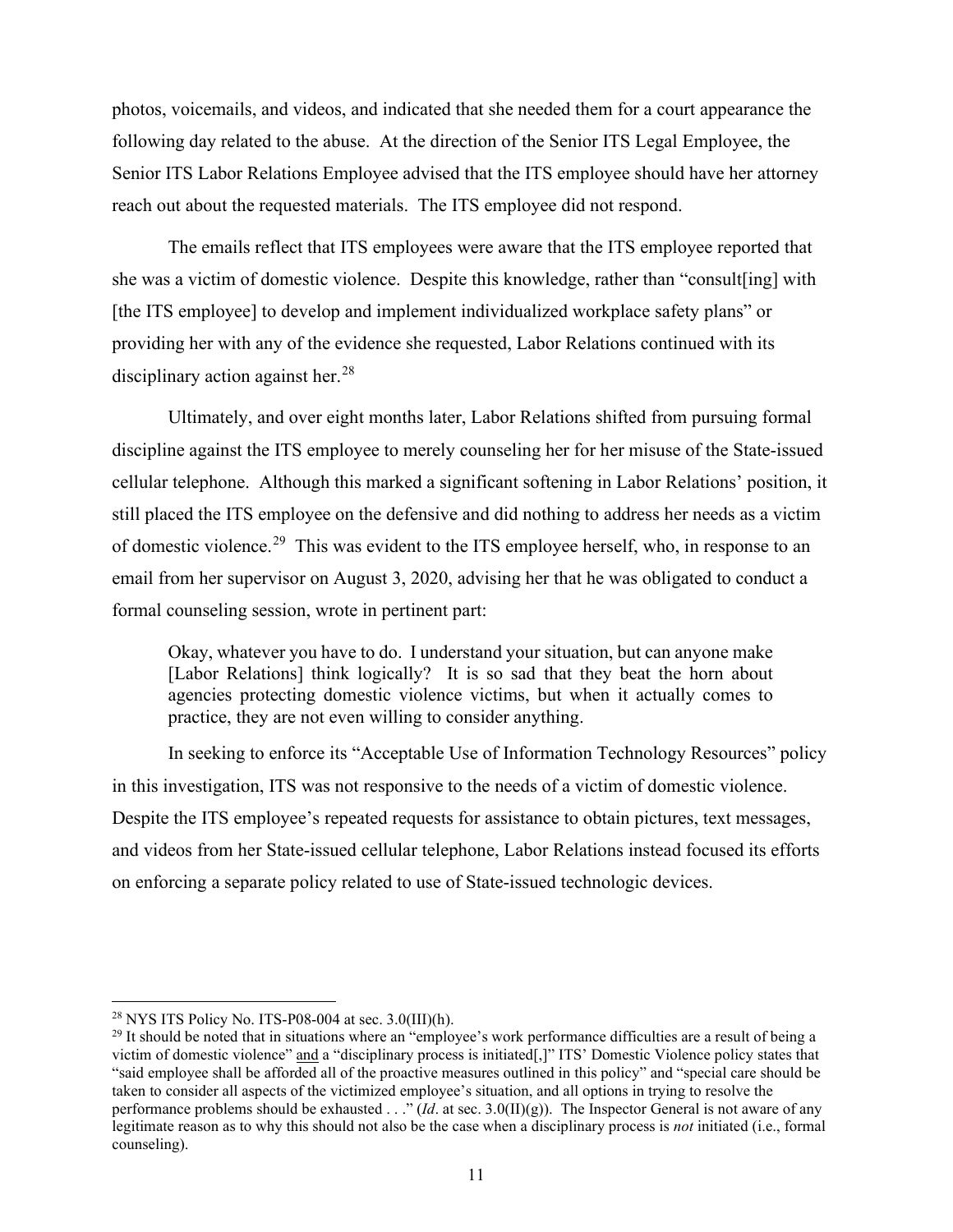photos, voicemails, and videos, and indicated that she needed them for a court appearance the following day related to the abuse. At the direction of the Senior ITS Legal Employee, the Senior ITS Labor Relations Employee advised that the ITS employee should have her attorney reach out about the requested materials. The ITS employee did not respond.

The emails reflect that ITS employees were aware that the ITS employee reported that she was a victim of domestic violence. Despite this knowledge, rather than "consult[ing] with [the ITS employee] to develop and implement individualized workplace safety plans" or providing her with any of the evidence she requested, Labor Relations continued with its disciplinary action against her.[28]

Ultimately, and over eight months later, Labor Relations shifted from pursuing formal discipline against the ITS employee to merely counseling her for her misuse of the State-issued cellular telephone. Although this marked a significant softening in Labor Relations' position, it still placed the ITS employee on the defensive and did nothing to address her needs as a victim of domestic violence.[29] This was evident to the ITS employee herself, who, in response to an email from her supervisor on August 3, 2020, advising her that he was obligated to conduct a formal counseling session, wrote in pertinent part:

> Okay, whatever you have to do. I understand your situation, but can anyone make [Labor Relations] think logically? It is so sad that they beat the horn about agencies protecting domestic violence victims, but when it actually comes to practice, they are not even willing to consider anything.

In seeking to enforce its "Acceptable Use of Information Technology Resources" policy in this investigation, ITS was not responsive to the needs of a victim of domestic violence. Despite the ITS employee's repeated requests for assistance to obtain pictures, text messages, and videos from her State-issued cellular telephone, Labor Relations instead focused its efforts on enforcing a separate policy related to use of State-issued technologic devices.

---

[28] NYS ITS Policy No. ITS-P08-004 at sec. 3.0(III)(h).

[29] It should be noted that in situations where an "employee's work performance difficulties are a result of being a victim of domestic violence" and a "disciplinary process is initiated[,]" ITS' Domestic Violence policy states that "said employee shall be afforded all of the proactive measures outlined in this policy" and "special care should be taken to consider all aspects of the victimized employee's situation, and all options in trying to resolve the performance problems should be exhausted . . ." (*Id*. at sec. 3.0(II)(g)). The Inspector General is not aware of any legitimate reason as to why this should not also be the case when a disciplinary process is *not* initiated (i.e., formal counseling).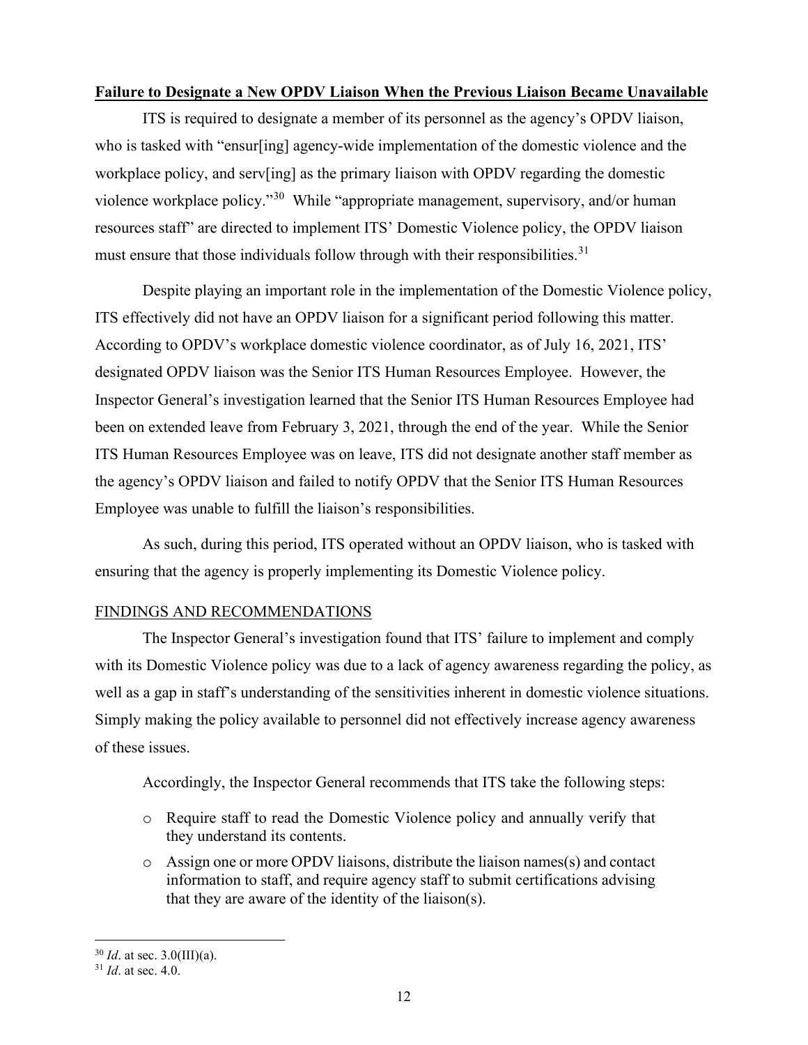**Failure to Designate a New OPDV Liaison When the Previous Liaison Became Unavailable**

ITS is required to designate a member of its personnel as the agency's OPDV liaison, who is tasked with "ensur[ing] agency-wide implementation of the domestic violence and the workplace policy, and serv[ing] as the primary liaison with OPDV regarding the domestic violence workplace policy."[30] While "appropriate management, supervisory, and/or human resources staff" are directed to implement ITS' Domestic Violence policy, the OPDV liaison must ensure that those individuals follow through with their responsibilities.[31]

Despite playing an important role in the implementation of the Domestic Violence policy, ITS effectively did not have an OPDV liaison for a significant period following this matter. According to OPDV's workplace domestic violence coordinator, as of July 16, 2021, ITS' designated OPDV liaison was the Senior ITS Human Resources Employee. However, the Inspector General's investigation learned that the Senior ITS Human Resources Employee had been on extended leave from February 3, 2021, through the end of the year. While the Senior ITS Human Resources Employee was on leave, ITS did not designate another staff member as the agency's OPDV liaison and failed to notify OPDV that the Senior ITS Human Resources Employee was unable to fulfill the liaison's responsibilities.

As such, during this period, ITS operated without an OPDV liaison, who is tasked with ensuring that the agency is properly implementing its Domestic Violence policy.

FINDINGS AND RECOMMENDATIONS

The Inspector General's investigation found that ITS' failure to implement and comply with its Domestic Violence policy was due to a lack of agency awareness regarding the policy, as well as a gap in staff's understanding of the sensitivities inherent in domestic violence situations. Simply making the policy available to personnel did not effectively increase agency awareness of these issues.

Accordingly, the Inspector General recommends that ITS take the following steps:

- Require staff to read the Domestic Violence policy and annually verify that they understand its contents.
- Assign one or more OPDV liaisons, distribute the liaison names(s) and contact information to staff, and require agency staff to submit certifications advising that they are aware of the identity of the liaison(s).

---

[30] *Id*. at sec. 3.0(III)(a).

[31] *Id*. at sec. 4.0.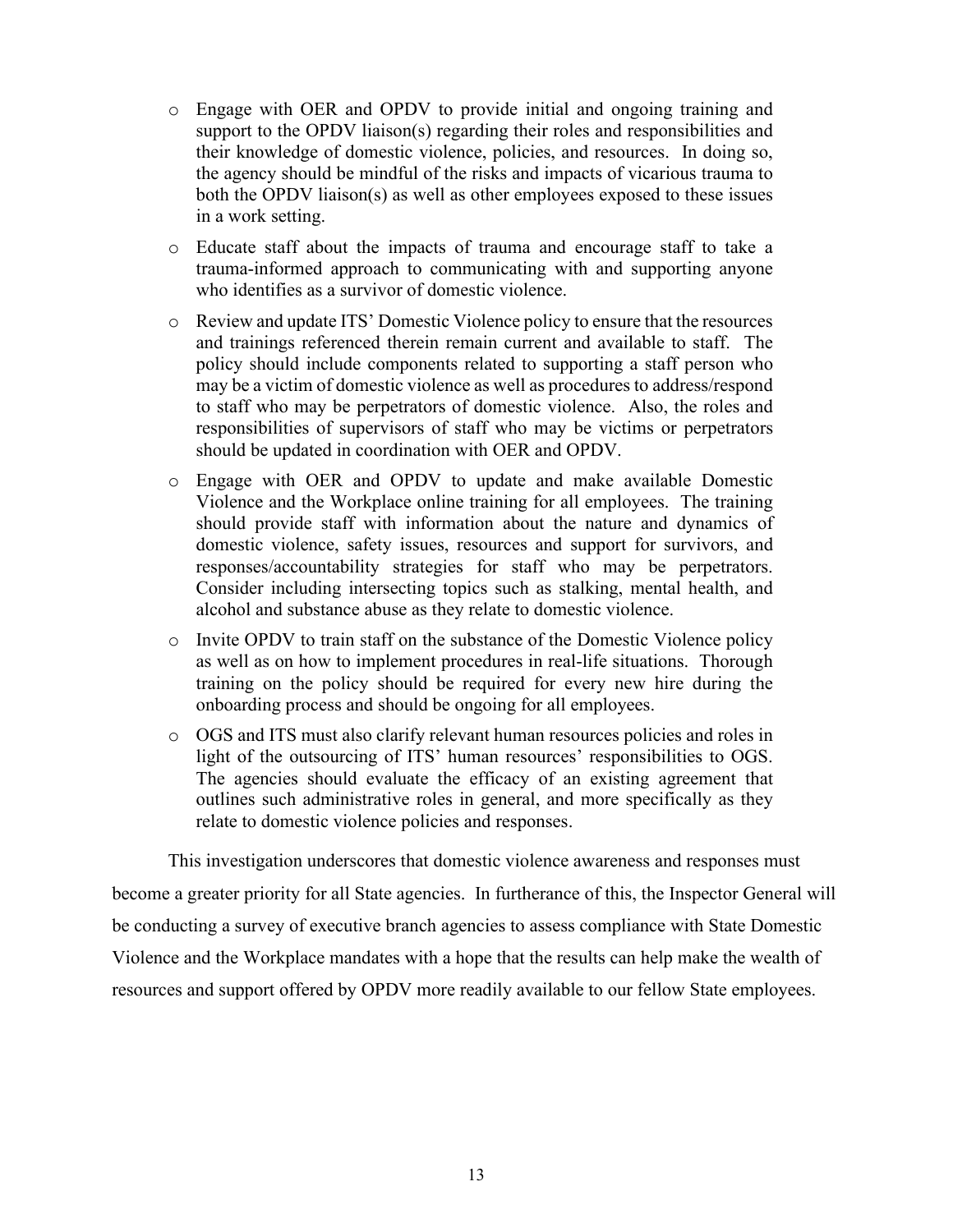- Engage with OER and OPDV to provide initial and ongoing training and support to the OPDV liaison(s) regarding their roles and responsibilities and their knowledge of domestic violence, policies, and resources. In doing so, the agency should be mindful of the risks and impacts of vicarious trauma to both the OPDV liaison(s) as well as other employees exposed to these issues in a work setting.
- Educate staff about the impacts of trauma and encourage staff to take a trauma-informed approach to communicating with and supporting anyone who identifies as a survivor of domestic violence.
- Review and update ITS' Domestic Violence policy to ensure that the resources and trainings referenced therein remain current and available to staff. The policy should include components related to supporting a staff person who may be a victim of domestic violence as well as procedures to address/respond to staff who may be perpetrators of domestic violence. Also, the roles and responsibilities of supervisors of staff who may be victims or perpetrators should be updated in coordination with OER and OPDV.
- Engage with OER and OPDV to update and make available Domestic Violence and the Workplace online training for all employees. The training should provide staff with information about the nature and dynamics of domestic violence, safety issues, resources and support for survivors, and responses/accountability strategies for staff who may be perpetrators. Consider including intersecting topics such as stalking, mental health, and alcohol and substance abuse as they relate to domestic violence.
- Invite OPDV to train staff on the substance of the Domestic Violence policy as well as on how to implement procedures in real-life situations. Thorough training on the policy should be required for every new hire during the onboarding process and should be ongoing for all employees.
- OGS and ITS must also clarify relevant human resources policies and roles in light of the outsourcing of ITS' human resources' responsibilities to OGS. The agencies should evaluate the efficacy of an existing agreement that outlines such administrative roles in general, and more specifically as they relate to domestic violence policies and responses.

This investigation underscores that domestic violence awareness and responses must become a greater priority for all State agencies. In furtherance of this, the Inspector General will be conducting a survey of executive branch agencies to assess compliance with State Domestic Violence and the Workplace mandates with a hope that the results can help make the wealth of resources and support offered by OPDV more readily available to our fellow State employees.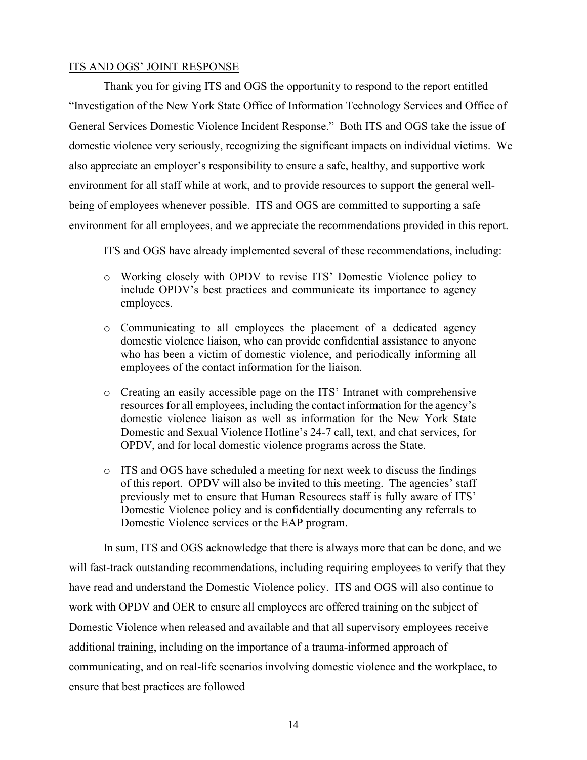<u>ITS AND OGS' JOINT RESPONSE</u>

Thank you for giving ITS and OGS the opportunity to respond to the report entitled "Investigation of the New York State Office of Information Technology Services and Office of General Services Domestic Violence Incident Response." Both ITS and OGS take the issue of domestic violence very seriously, recognizing the significant impacts on individual victims. We also appreciate an employer's responsibility to ensure a safe, healthy, and supportive work environment for all staff while at work, and to provide resources to support the general well-being of employees whenever possible. ITS and OGS are committed to supporting a safe environment for all employees, and we appreciate the recommendations provided in this report.

ITS and OGS have already implemented several of these recommendations, including:

- Working closely with OPDV to revise ITS' Domestic Violence policy to include OPDV's best practices and communicate its importance to agency employees.
- Communicating to all employees the placement of a dedicated agency domestic violence liaison, who can provide confidential assistance to anyone who has been a victim of domestic violence, and periodically informing all employees of the contact information for the liaison.
- Creating an easily accessible page on the ITS' Intranet with comprehensive resources for all employees, including the contact information for the agency's domestic violence liaison as well as information for the New York State Domestic and Sexual Violence Hotline's 24-7 call, text, and chat services, for OPDV, and for local domestic violence programs across the State.
- ITS and OGS have scheduled a meeting for next week to discuss the findings of this report. OPDV will also be invited to this meeting. The agencies' staff previously met to ensure that Human Resources staff is fully aware of ITS' Domestic Violence policy and is confidentially documenting any referrals to Domestic Violence services or the EAP program.

In sum, ITS and OGS acknowledge that there is always more that can be done, and we will fast-track outstanding recommendations, including requiring employees to verify that they have read and understand the Domestic Violence policy. ITS and OGS will also continue to work with OPDV and OER to ensure all employees are offered training on the subject of Domestic Violence when released and available and that all supervisory employees receive additional training, including on the importance of a trauma-informed approach of communicating, and on real-life scenarios involving domestic violence and the workplace, to ensure that best practices are followed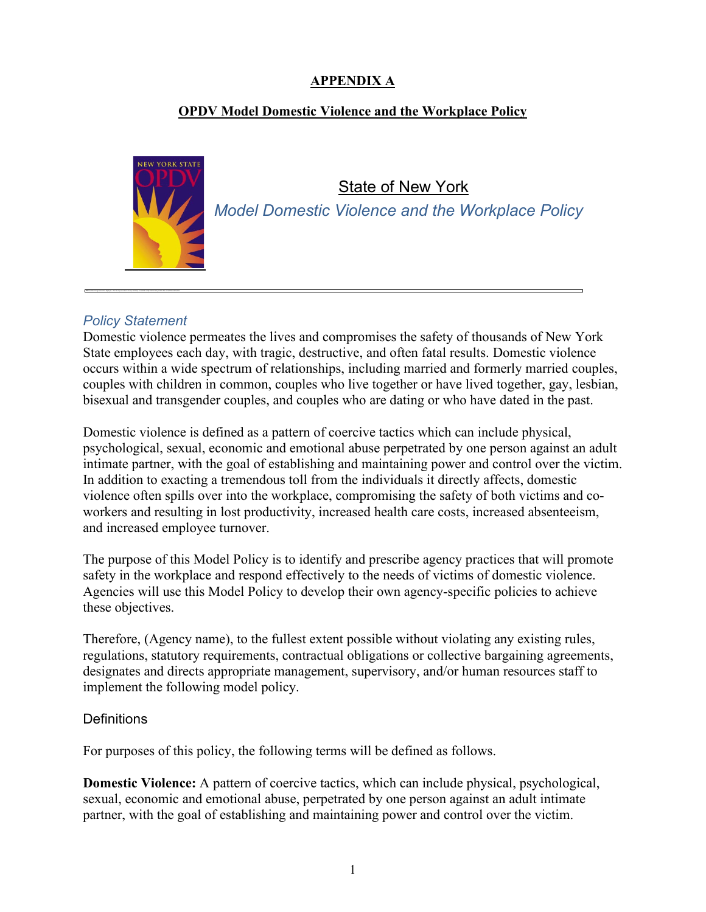# APPENDIX A

## OPDV Model Domestic Violence and the Workplace Policy

State of New York

*Model Domestic Violence and the Workplace Policy*

### *Policy Statement*

Domestic violence permeates the lives and compromises the safety of thousands of New York State employees each day, with tragic, destructive, and often fatal results. Domestic violence occurs within a wide spectrum of relationships, including married and formerly married couples, couples with children in common, couples who live together or have lived together, gay, lesbian, bisexual and transgender couples, and couples who are dating or who have dated in the past.

Domestic violence is defined as a pattern of coercive tactics which can include physical, psychological, sexual, economic and emotional abuse perpetrated by one person against an adult intimate partner, with the goal of establishing and maintaining power and control over the victim. In addition to exacting a tremendous toll from the individuals it directly affects, domestic violence often spills over into the workplace, compromising the safety of both victims and co-workers and resulting in lost productivity, increased health care costs, increased absenteeism, and increased employee turnover.

The purpose of this Model Policy is to identify and prescribe agency practices that will promote safety in the workplace and respond effectively to the needs of victims of domestic violence. Agencies will use this Model Policy to develop their own agency-specific policies to achieve these objectives.

Therefore, (Agency name), to the fullest extent possible without violating any existing rules, regulations, statutory requirements, contractual obligations or collective bargaining agreements, designates and directs appropriate management, supervisory, and/or human resources staff to implement the following model policy.

### Definitions

For purposes of this policy, the following terms will be defined as follows.

**Domestic Violence:** A pattern of coercive tactics, which can include physical, psychological, sexual, economic and emotional abuse, perpetrated by one person against an adult intimate partner, with the goal of establishing and maintaining power and control over the victim.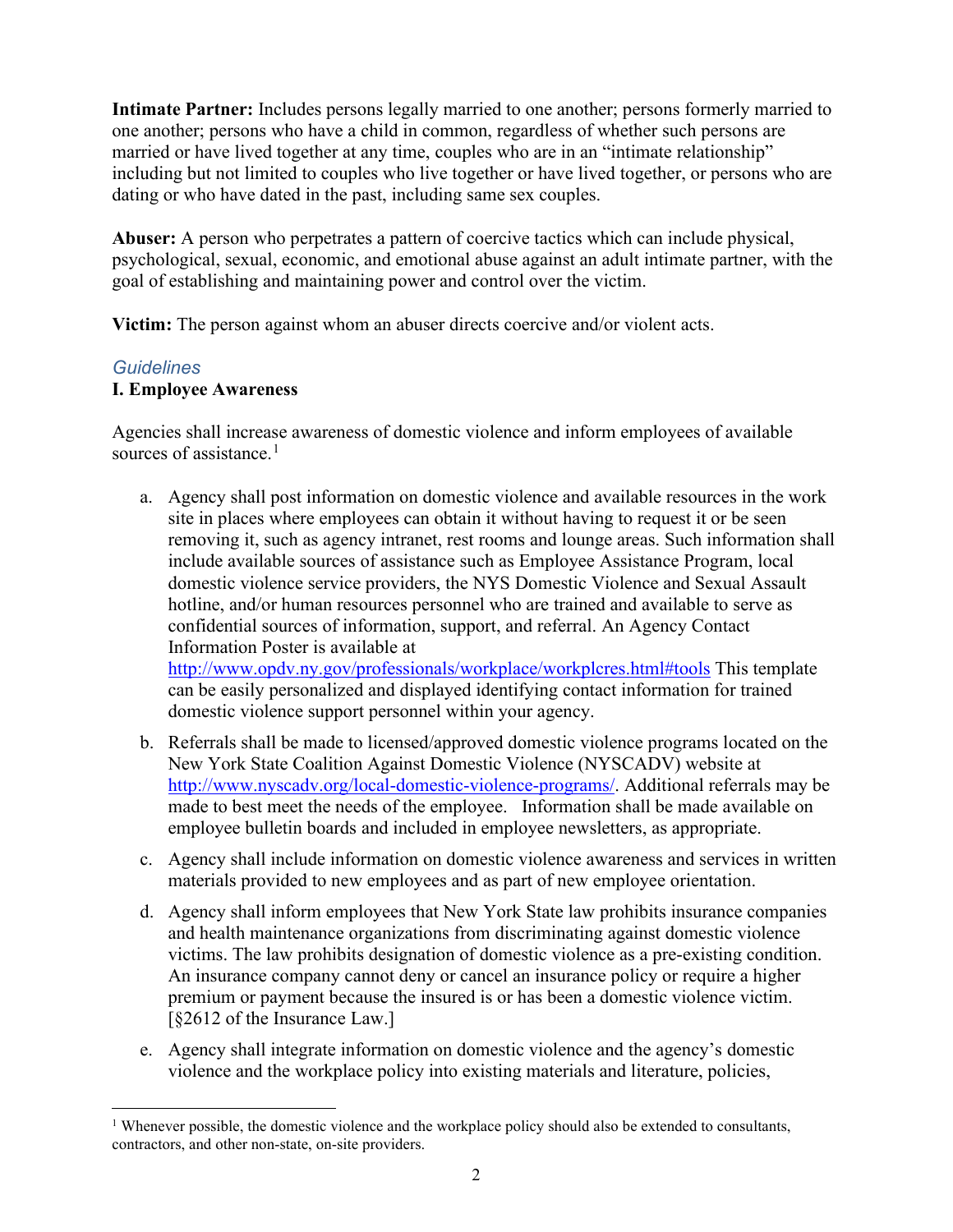**Intimate Partner:** Includes persons legally married to one another; persons formerly married to one another; persons who have a child in common, regardless of whether such persons are married or have lived together at any time, couples who are in an "intimate relationship" including but not limited to couples who live together or have lived together, or persons who are dating or who have dated in the past, including same sex couples.

**Abuser:** A person who perpetrates a pattern of coercive tactics which can include physical, psychological, sexual, economic, and emotional abuse against an adult intimate partner, with the goal of establishing and maintaining power and control over the victim.

**Victim:** The person against whom an abuser directs coercive and/or violent acts.

### *Guidelines*

**I. Employee Awareness**

Agencies shall increase awareness of domestic violence and inform employees of available sources of assistance.[1]

a. Agency shall post information on domestic violence and available resources in the work site in places where employees can obtain it without having to request it or be seen removing it, such as agency intranet, rest rooms and lounge areas. Such information shall include available sources of assistance such as Employee Assistance Program, local domestic violence service providers, the NYS Domestic Violence and Sexual Assault hotline, and/or human resources personnel who are trained and available to serve as confidential sources of information, support, and referral. An Agency Contact Information Poster is available at http://www.opdv.ny.gov/professionals/workplace/workplcres.html#tools This template can be easily personalized and displayed identifying contact information for trained domestic violence support personnel within your agency.

b. Referrals shall be made to licensed/approved domestic violence programs located on the New York State Coalition Against Domestic Violence (NYSCADV) website at http://www.nyscadv.org/local-domestic-violence-programs/. Additional referrals may be made to best meet the needs of the employee. Information shall be made available on employee bulletin boards and included in employee newsletters, as appropriate.

c. Agency shall include information on domestic violence awareness and services in written materials provided to new employees and as part of new employee orientation.

d. Agency shall inform employees that New York State law prohibits insurance companies and health maintenance organizations from discriminating against domestic violence victims. The law prohibits designation of domestic violence as a pre-existing condition. An insurance company cannot deny or cancel an insurance policy or require a higher premium or payment because the insured is or has been a domestic violence victim. [§2612 of the Insurance Law.]

e. Agency shall integrate information on domestic violence and the agency's domestic violence and the workplace policy into existing materials and literature, policies,

[1] Whenever possible, the domestic violence and the workplace policy should also be extended to consultants, contractors, and other non-state, on-site providers.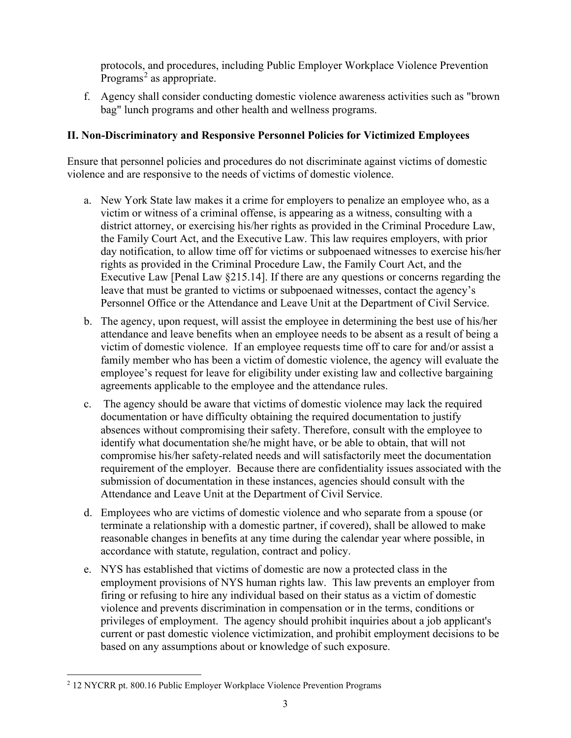protocols, and procedures, including Public Employer Workplace Violence Prevention Programs[2] as appropriate.

f. Agency shall consider conducting domestic violence awareness activities such as "brown bag" lunch programs and other health and wellness programs.

**II. Non-Discriminatory and Responsive Personnel Policies for Victimized Employees**

Ensure that personnel policies and procedures do not discriminate against victims of domestic violence and are responsive to the needs of victims of domestic violence.

a. New York State law makes it a crime for employers to penalize an employee who, as a victim or witness of a criminal offense, is appearing as a witness, consulting with a district attorney, or exercising his/her rights as provided in the Criminal Procedure Law, the Family Court Act, and the Executive Law. This law requires employers, with prior day notification, to allow time off for victims or subpoenaed witnesses to exercise his/her rights as provided in the Criminal Procedure Law, the Family Court Act, and the Executive Law [Penal Law §215.14]. If there are any questions or concerns regarding the leave that must be granted to victims or subpoenaed witnesses, contact the agency's Personnel Office or the Attendance and Leave Unit at the Department of Civil Service.

b. The agency, upon request, will assist the employee in determining the best use of his/her attendance and leave benefits when an employee needs to be absent as a result of being a victim of domestic violence. If an employee requests time off to care for and/or assist a family member who has been a victim of domestic violence, the agency will evaluate the employee's request for leave for eligibility under existing law and collective bargaining agreements applicable to the employee and the attendance rules.

c. The agency should be aware that victims of domestic violence may lack the required documentation or have difficulty obtaining the required documentation to justify absences without compromising their safety. Therefore, consult with the employee to identify what documentation she/he might have, or be able to obtain, that will not compromise his/her safety-related needs and will satisfactorily meet the documentation requirement of the employer. Because there are confidentiality issues associated with the submission of documentation in these instances, agencies should consult with the Attendance and Leave Unit at the Department of Civil Service.

d. Employees who are victims of domestic violence and who separate from a spouse (or terminate a relationship with a domestic partner, if covered), shall be allowed to make reasonable changes in benefits at any time during the calendar year where possible, in accordance with statute, regulation, contract and policy.

e. NYS has established that victims of domestic are now a protected class in the employment provisions of NYS human rights law. This law prevents an employer from firing or refusing to hire any individual based on their status as a victim of domestic violence and prevents discrimination in compensation or in the terms, conditions or privileges of employment. The agency should prohibit inquiries about a job applicant's current or past domestic violence victimization, and prohibit employment decisions to be based on any assumptions about or knowledge of such exposure.

[2] 12 NYCRR pt. 800.16 Public Employer Workplace Violence Prevention Programs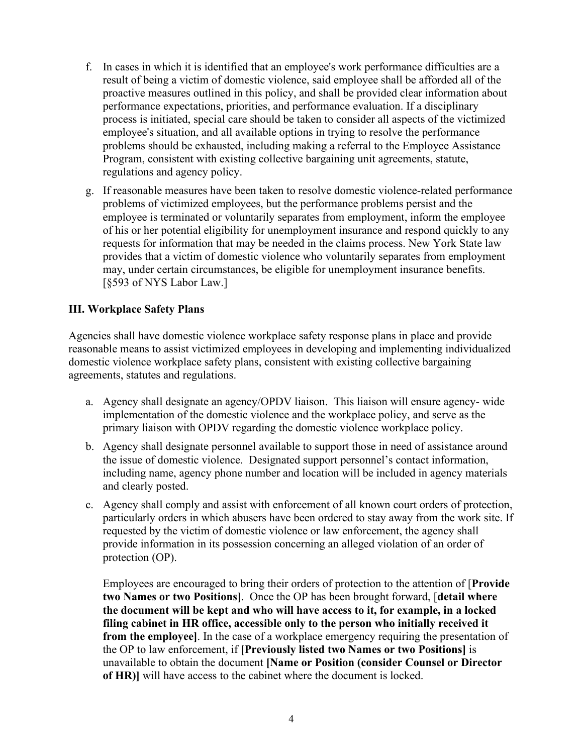f. In cases in which it is identified that an employee's work performance difficulties are a result of being a victim of domestic violence, said employee shall be afforded all of the proactive measures outlined in this policy, and shall be provided clear information about performance expectations, priorities, and performance evaluation. If a disciplinary process is initiated, special care should be taken to consider all aspects of the victimized employee's situation, and all available options in trying to resolve the performance problems should be exhausted, including making a referral to the Employee Assistance Program, consistent with existing collective bargaining unit agreements, statute, regulations and agency policy.

g. If reasonable measures have been taken to resolve domestic violence-related performance problems of victimized employees, but the performance problems persist and the employee is terminated or voluntarily separates from employment, inform the employee of his or her potential eligibility for unemployment insurance and respond quickly to any requests for information that may be needed in the claims process. New York State law provides that a victim of domestic violence who voluntarily separates from employment may, under certain circumstances, be eligible for unemployment insurance benefits. [§593 of NYS Labor Law.]

### III. Workplace Safety Plans

Agencies shall have domestic violence workplace safety response plans in place and provide reasonable means to assist victimized employees in developing and implementing individualized domestic violence workplace safety plans, consistent with existing collective bargaining agreements, statutes and regulations.

a. Agency shall designate an agency/OPDV liaison. This liaison will ensure agency- wide implementation of the domestic violence and the workplace policy, and serve as the primary liaison with OPDV regarding the domestic violence workplace policy.

b. Agency shall designate personnel available to support those in need of assistance around the issue of domestic violence. Designated support personnel's contact information, including name, agency phone number and location will be included in agency materials and clearly posted.

c. Agency shall comply and assist with enforcement of all known court orders of protection, particularly orders in which abusers have been ordered to stay away from the work site. If requested by the victim of domestic violence or law enforcement, the agency shall provide information in its possession concerning an alleged violation of an order of protection (OP).

   Employees are encouraged to bring their orders of protection to the attention of [**Provide two Names or two Positions**]. Once the OP has been brought forward, [**detail where the document will be kept and who will have access to it, for example, in a locked filing cabinet in HR office, accessible only to the person who initially received it from the employee**]. In the case of a workplace emergency requiring the presentation of the OP to law enforcement, if **[Previously listed two Names or two Positions]** is unavailable to obtain the document **[Name or Position (consider Counsel or Director of HR)]** will have access to the cabinet where the document is locked.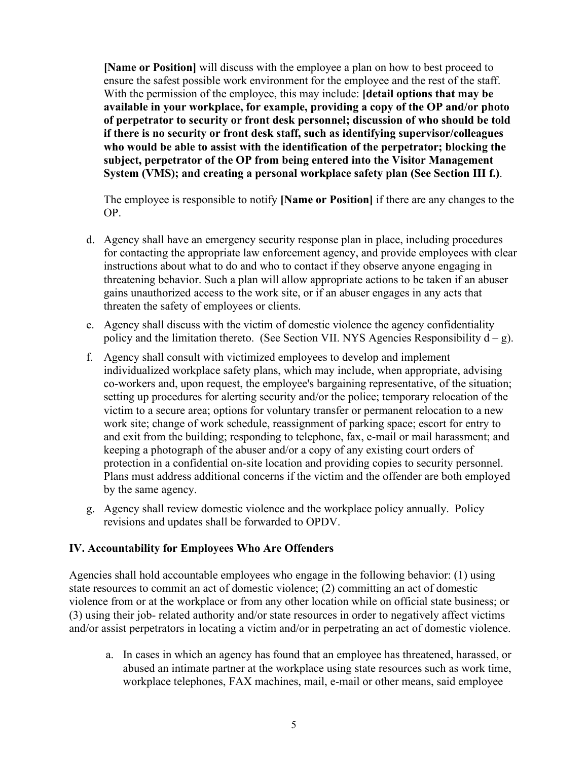**[Name or Position]** will discuss with the employee a plan on how to best proceed to ensure the safest possible work environment for the employee and the rest of the staff. With the permission of the employee, this may include: **[detail options that may be available in your workplace, for example, providing a copy of the OP and/or photo of perpetrator to security or front desk personnel; discussion of who should be told if there is no security or front desk staff, such as identifying supervisor/colleagues who would be able to assist with the identification of the perpetrator; blocking the subject, perpetrator of the OP from being entered into the Visitor Management System (VMS); and creating a personal workplace safety plan (See Section III f.)**.

The employee is responsible to notify **[Name or Position]** if there are any changes to the OP.

d. Agency shall have an emergency security response plan in place, including procedures for contacting the appropriate law enforcement agency, and provide employees with clear instructions about what to do and who to contact if they observe anyone engaging in threatening behavior. Such a plan will allow appropriate actions to be taken if an abuser gains unauthorized access to the work site, or if an abuser engages in any acts that threaten the safety of employees or clients.

e. Agency shall discuss with the victim of domestic violence the agency confidentiality policy and the limitation thereto. (See Section VII. NYS Agencies Responsibility d – g).

f. Agency shall consult with victimized employees to develop and implement individualized workplace safety plans, which may include, when appropriate, advising co-workers and, upon request, the employee's bargaining representative, of the situation; setting up procedures for alerting security and/or the police; temporary relocation of the victim to a secure area; options for voluntary transfer or permanent relocation to a new work site; change of work schedule, reassignment of parking space; escort for entry to and exit from the building; responding to telephone, fax, e-mail or mail harassment; and keeping a photograph of the abuser and/or a copy of any existing court orders of protection in a confidential on-site location and providing copies to security personnel. Plans must address additional concerns if the victim and the offender are both employed by the same agency.

g. Agency shall review domestic violence and the workplace policy annually. Policy revisions and updates shall be forwarded to OPDV.

## IV. Accountability for Employees Who Are Offenders

Agencies shall hold accountable employees who engage in the following behavior: (1) using state resources to commit an act of domestic violence; (2) committing an act of domestic violence from or at the workplace or from any other location while on official state business; or (3) using their job- related authority and/or state resources in order to negatively affect victims and/or assist perpetrators in locating a victim and/or in perpetrating an act of domestic violence.

a. In cases in which an agency has found that an employee has threatened, harassed, or abused an intimate partner at the workplace using state resources such as work time, workplace telephones, FAX machines, mail, e-mail or other means, said employee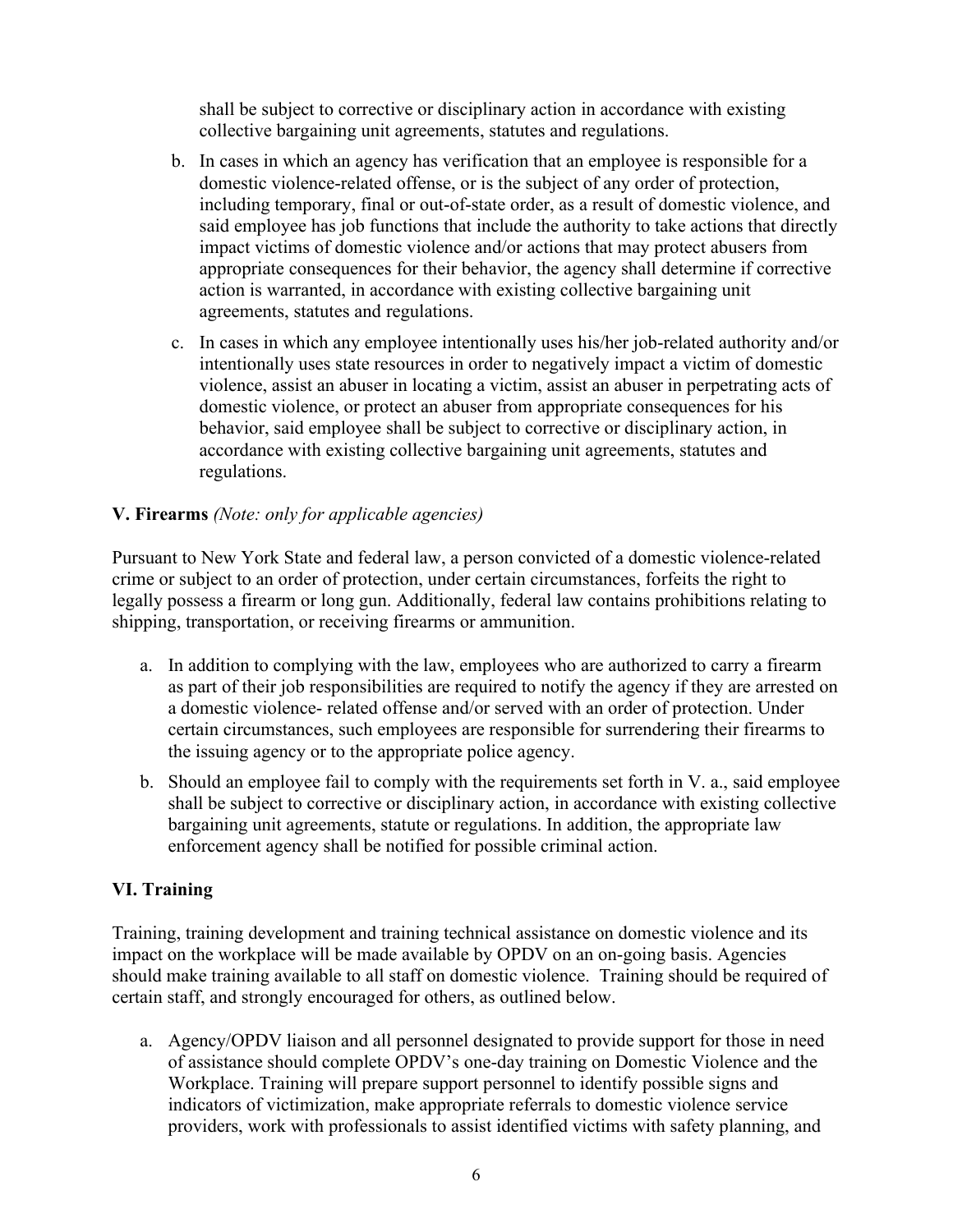shall be subject to corrective or disciplinary action in accordance with existing collective bargaining unit agreements, statutes and regulations.

b. In cases in which an agency has verification that an employee is responsible for a domestic violence-related offense, or is the subject of any order of protection, including temporary, final or out-of-state order, as a result of domestic violence, and said employee has job functions that include the authority to take actions that directly impact victims of domestic violence and/or actions that may protect abusers from appropriate consequences for their behavior, the agency shall determine if corrective action is warranted, in accordance with existing collective bargaining unit agreements, statutes and regulations.

c. In cases in which any employee intentionally uses his/her job-related authority and/or intentionally uses state resources in order to negatively impact a victim of domestic violence, assist an abuser in locating a victim, assist an abuser in perpetrating acts of domestic violence, or protect an abuser from appropriate consequences for his behavior, said employee shall be subject to corrective or disciplinary action, in accordance with existing collective bargaining unit agreements, statutes and regulations.

## V. Firearms *(Note: only for applicable agencies)*

Pursuant to New York State and federal law, a person convicted of a domestic violence-related crime or subject to an order of protection, under certain circumstances, forfeits the right to legally possess a firearm or long gun. Additionally, federal law contains prohibitions relating to shipping, transportation, or receiving firearms or ammunition.

a. In addition to complying with the law, employees who are authorized to carry a firearm as part of their job responsibilities are required to notify the agency if they are arrested on a domestic violence- related offense and/or served with an order of protection. Under certain circumstances, such employees are responsible for surrendering their firearms to the issuing agency or to the appropriate police agency.

b. Should an employee fail to comply with the requirements set forth in V. a., said employee shall be subject to corrective or disciplinary action, in accordance with existing collective bargaining unit agreements, statute or regulations. In addition, the appropriate law enforcement agency shall be notified for possible criminal action.

## VI. Training

Training, training development and training technical assistance on domestic violence and its impact on the workplace will be made available by OPDV on an on-going basis. Agencies should make training available to all staff on domestic violence. Training should be required of certain staff, and strongly encouraged for others, as outlined below.

a. Agency/OPDV liaison and all personnel designated to provide support for those in need of assistance should complete OPDV's one-day training on Domestic Violence and the Workplace. Training will prepare support personnel to identify possible signs and indicators of victimization, make appropriate referrals to domestic violence service providers, work with professionals to assist identified victims with safety planning, and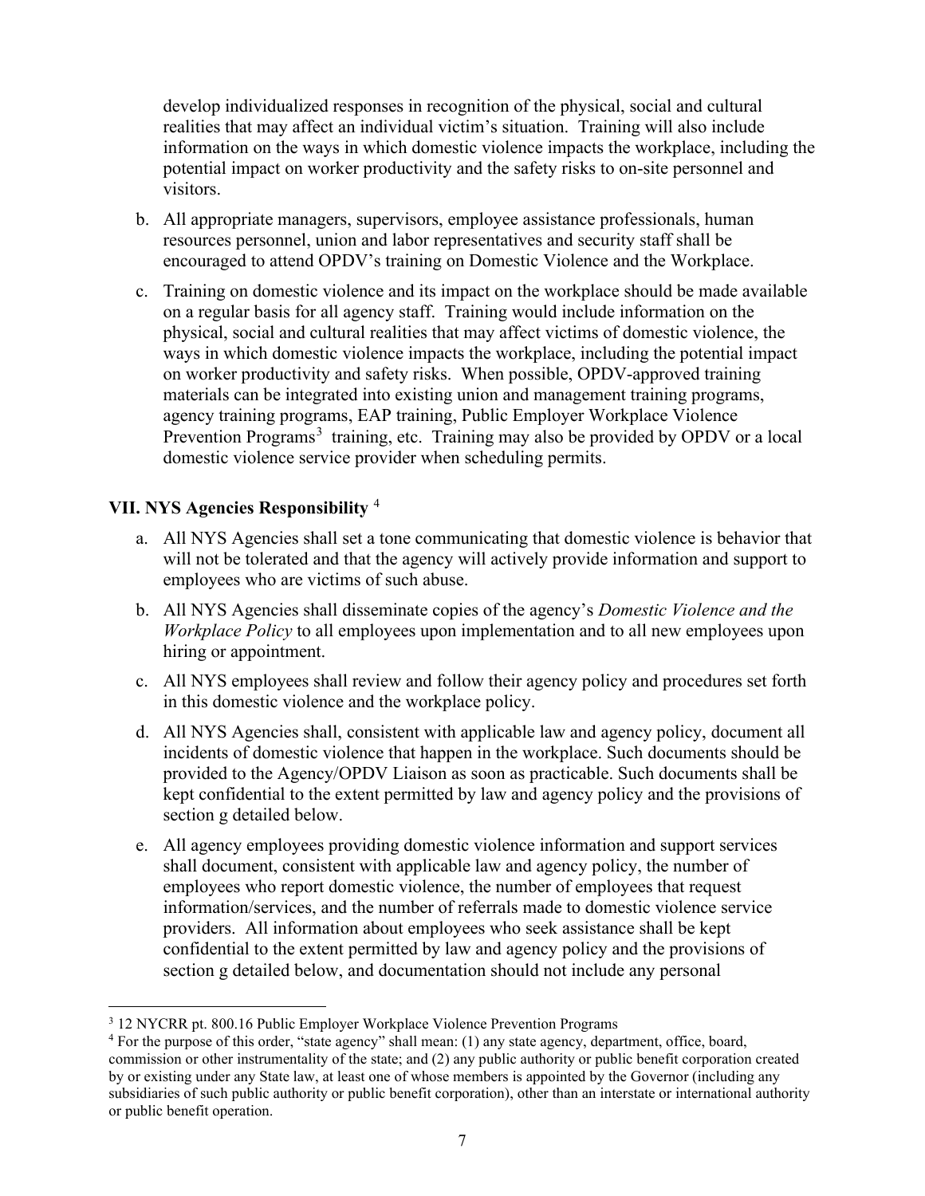develop individualized responses in recognition of the physical, social and cultural realities that may affect an individual victim's situation. Training will also include information on the ways in which domestic violence impacts the workplace, including the potential impact on worker productivity and the safety risks to on-site personnel and visitors.

b. All appropriate managers, supervisors, employee assistance professionals, human resources personnel, union and labor representatives and security staff shall be encouraged to attend OPDV's training on Domestic Violence and the Workplace.

c. Training on domestic violence and its impact on the workplace should be made available on a regular basis for all agency staff. Training would include information on the physical, social and cultural realities that may affect victims of domestic violence, the ways in which domestic violence impacts the workplace, including the potential impact on worker productivity and safety risks. When possible, OPDV-approved training materials can be integrated into existing union and management training programs, agency training programs, EAP training, Public Employer Workplace Violence Prevention Programs[3] training, etc. Training may also be provided by OPDV or a local domestic violence service provider when scheduling permits.

## VII. NYS Agencies Responsibility [4]

a. All NYS Agencies shall set a tone communicating that domestic violence is behavior that will not be tolerated and that the agency will actively provide information and support to employees who are victims of such abuse.

b. All NYS Agencies shall disseminate copies of the agency's *Domestic Violence and the Workplace Policy* to all employees upon implementation and to all new employees upon hiring or appointment.

c. All NYS employees shall review and follow their agency policy and procedures set forth in this domestic violence and the workplace policy.

d. All NYS Agencies shall, consistent with applicable law and agency policy, document all incidents of domestic violence that happen in the workplace. Such documents should be provided to the Agency/OPDV Liaison as soon as practicable. Such documents shall be kept confidential to the extent permitted by law and agency policy and the provisions of section g detailed below.

e. All agency employees providing domestic violence information and support services shall document, consistent with applicable law and agency policy, the number of employees who report domestic violence, the number of employees that request information/services, and the number of referrals made to domestic violence service providers. All information about employees who seek assistance shall be kept confidential to the extent permitted by law and agency policy and the provisions of section g detailed below, and documentation should not include any personal

---

[3] 12 NYCRR pt. 800.16 Public Employer Workplace Violence Prevention Programs

[4] For the purpose of this order, "state agency" shall mean: (1) any state agency, department, office, board, commission or other instrumentality of the state; and (2) any public authority or public benefit corporation created by or existing under any State law, at least one of whose members is appointed by the Governor (including any subsidiaries of such public authority or public benefit corporation), other than an interstate or international authority or public benefit operation.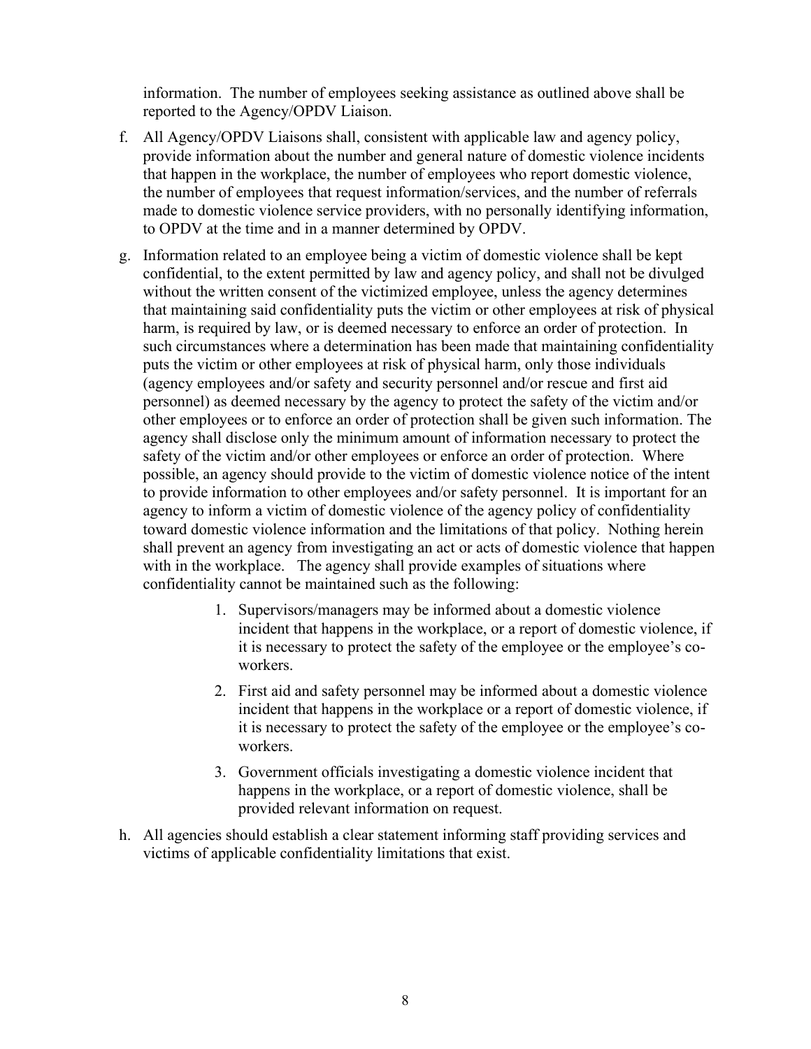information. The number of employees seeking assistance as outlined above shall be reported to the Agency/OPDV Liaison.

f. All Agency/OPDV Liaisons shall, consistent with applicable law and agency policy, provide information about the number and general nature of domestic violence incidents that happen in the workplace, the number of employees who report domestic violence, the number of employees that request information/services, and the number of referrals made to domestic violence service providers, with no personally identifying information, to OPDV at the time and in a manner determined by OPDV.

g. Information related to an employee being a victim of domestic violence shall be kept confidential, to the extent permitted by law and agency policy, and shall not be divulged without the written consent of the victimized employee, unless the agency determines that maintaining said confidentiality puts the victim or other employees at risk of physical harm, is required by law, or is deemed necessary to enforce an order of protection. In such circumstances where a determination has been made that maintaining confidentiality puts the victim or other employees at risk of physical harm, only those individuals (agency employees and/or safety and security personnel and/or rescue and first aid personnel) as deemed necessary by the agency to protect the safety of the victim and/or other employees or to enforce an order of protection shall be given such information. The agency shall disclose only the minimum amount of information necessary to protect the safety of the victim and/or other employees or enforce an order of protection. Where possible, an agency should provide to the victim of domestic violence notice of the intent to provide information to other employees and/or safety personnel. It is important for an agency to inform a victim of domestic violence of the agency policy of confidentiality toward domestic violence information and the limitations of that policy. Nothing herein shall prevent an agency from investigating an act or acts of domestic violence that happen with in the workplace. The agency shall provide examples of situations where confidentiality cannot be maintained such as the following:

   1. Supervisors/managers may be informed about a domestic violence incident that happens in the workplace, or a report of domestic violence, if it is necessary to protect the safety of the employee or the employee's co-workers.

   2. First aid and safety personnel may be informed about a domestic violence incident that happens in the workplace or a report of domestic violence, if it is necessary to protect the safety of the employee or the employee's co-workers.

   3. Government officials investigating a domestic violence incident that happens in the workplace, or a report of domestic violence, shall be provided relevant information on request.

h. All agencies should establish a clear statement informing staff providing services and victims of applicable confidentiality limitations that exist.